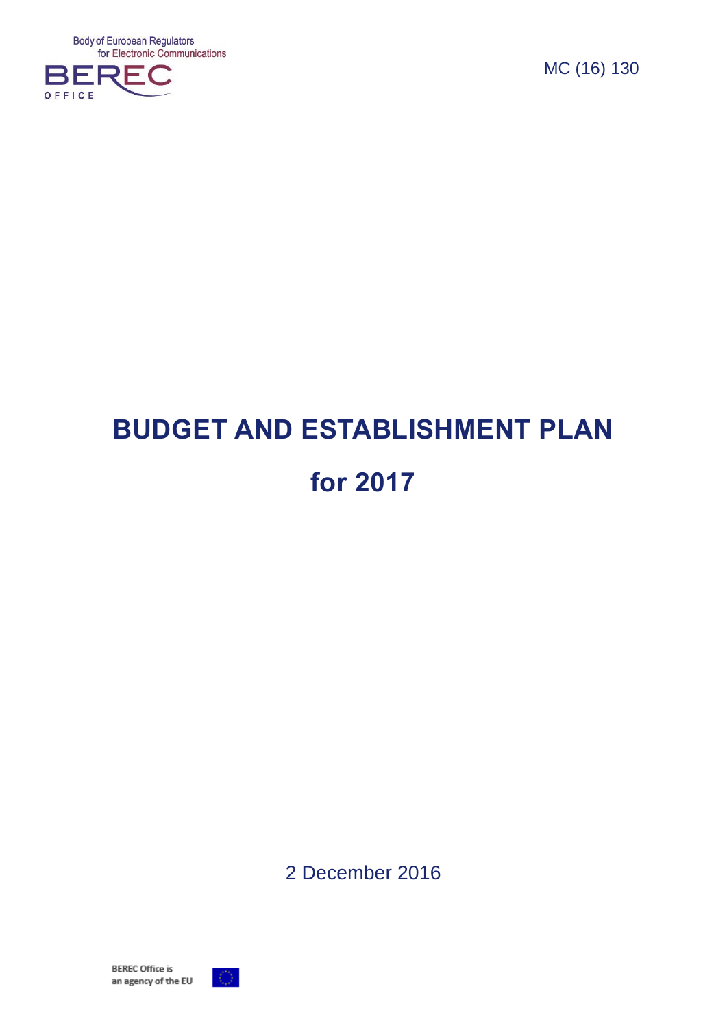Body of European Regulators for Electronic Communications

BEREC OFFICE

MC (16) 130

# BUDGET AND ESTABLISHMENT PLAN

# for 2017

2 December 2016

BEREC Office is an agency of the EU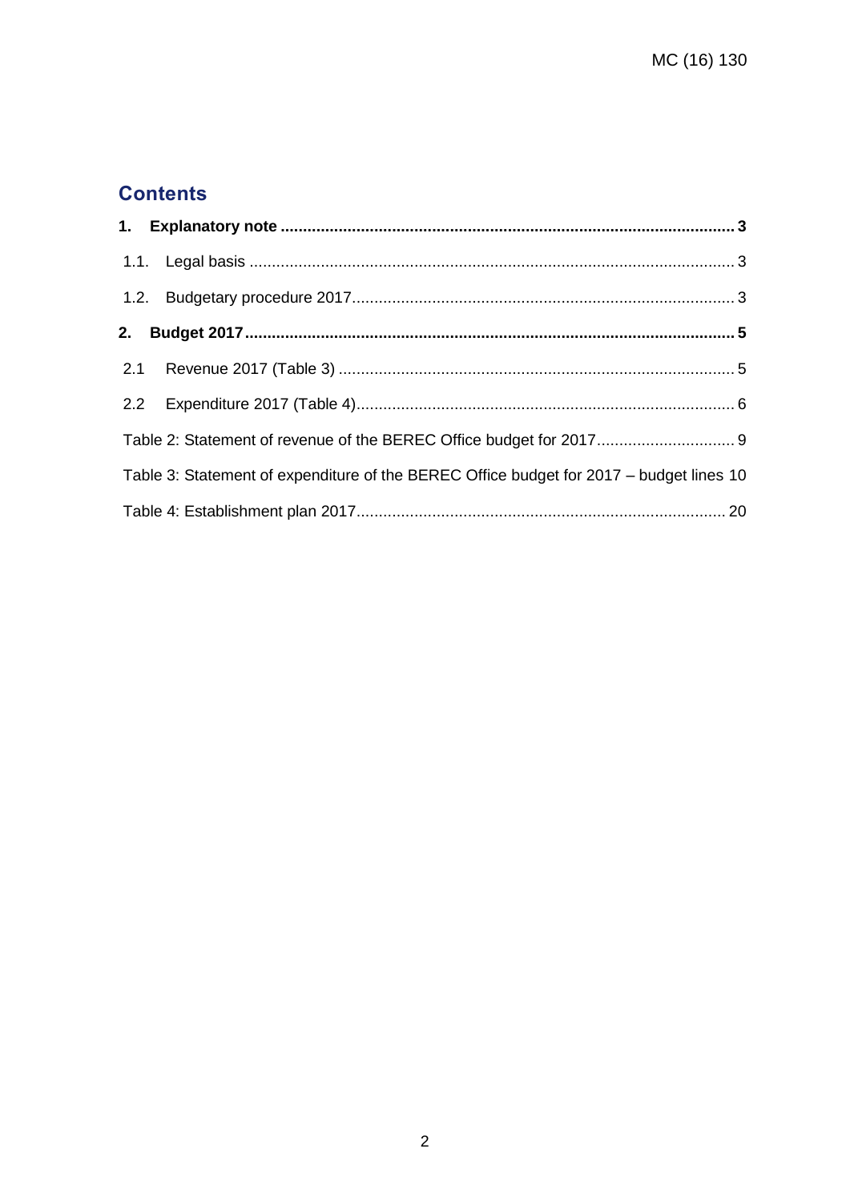## Contents

**1. Explanatory note ........................................................................................................ 3**

1.1. Legal basis ........................................................................................................ 3

1.2. Budgetary procedure 2017 .................................................................................. 3

**2. Budget 2017 ................................................................................................................ 5**

2.1 Revenue 2017 (Table 3) ........................................................................................ 5

2.2 Expenditure 2017 (Table 4) ..................................................................................... 6

Table 2: Statement of revenue of the BEREC Office budget for 2017 ..................................... 9

Table 3: Statement of expenditure of the BEREC Office budget for 2017 – budget lines 10

Table 4: Establishment plan 2017 ..................................................................................... 20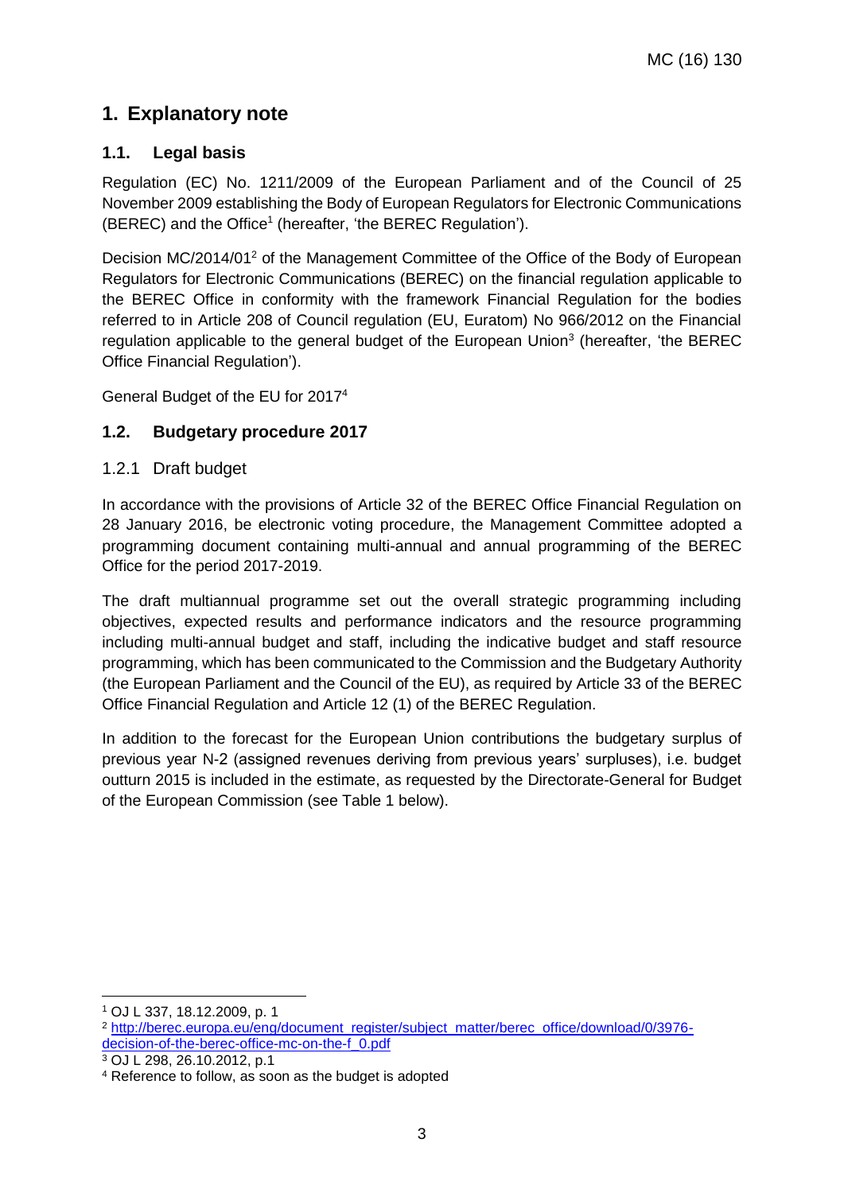# 1. Explanatory note

## 1.1. Legal basis

Regulation (EC) No. 1211/2009 of the European Parliament and of the Council of 25 November 2009 establishing the Body of European Regulators for Electronic Communications (BEREC) and the Office[1] (hereafter, 'the BEREC Regulation').

Decision MC/2014/01[2] of the Management Committee of the Office of the Body of European Regulators for Electronic Communications (BEREC) on the financial regulation applicable to the BEREC Office in conformity with the framework Financial Regulation for the bodies referred to in Article 208 of Council regulation (EU, Euratom) No 966/2012 on the Financial regulation applicable to the general budget of the European Union[3] (hereafter, 'the BEREC Office Financial Regulation').

General Budget of the EU for 2017[4]

## 1.2. Budgetary procedure 2017

### 1.2.1 Draft budget

In accordance with the provisions of Article 32 of the BEREC Office Financial Regulation on 28 January 2016, be electronic voting procedure, the Management Committee adopted a programming document containing multi-annual and annual programming of the BEREC Office for the period 2017-2019.

The draft multiannual programme set out the overall strategic programming including objectives, expected results and performance indicators and the resource programming including multi-annual budget and staff, including the indicative budget and staff resource programming, which has been communicated to the Commission and the Budgetary Authority (the European Parliament and the Council of the EU), as required by Article 33 of the BEREC Office Financial Regulation and Article 12 (1) of the BEREC Regulation.

In addition to the forecast for the European Union contributions the budgetary surplus of previous year N-2 (assigned revenues deriving from previous years' surpluses), i.e. budget outturn 2015 is included in the estimate, as requested by the Directorate-General for Budget of the European Commission (see Table 1 below).

---

[1] OJ L 337, 18.12.2009, p. 1

[2] http://berec.europa.eu/eng/document_register/subject_matter/berec_office/download/0/3976-decision-of-the-berec-office-mc-on-the-f_0.pdf

[3] OJ L 298, 26.10.2012, p.1

[4] Reference to follow, as soon as the budget is adopted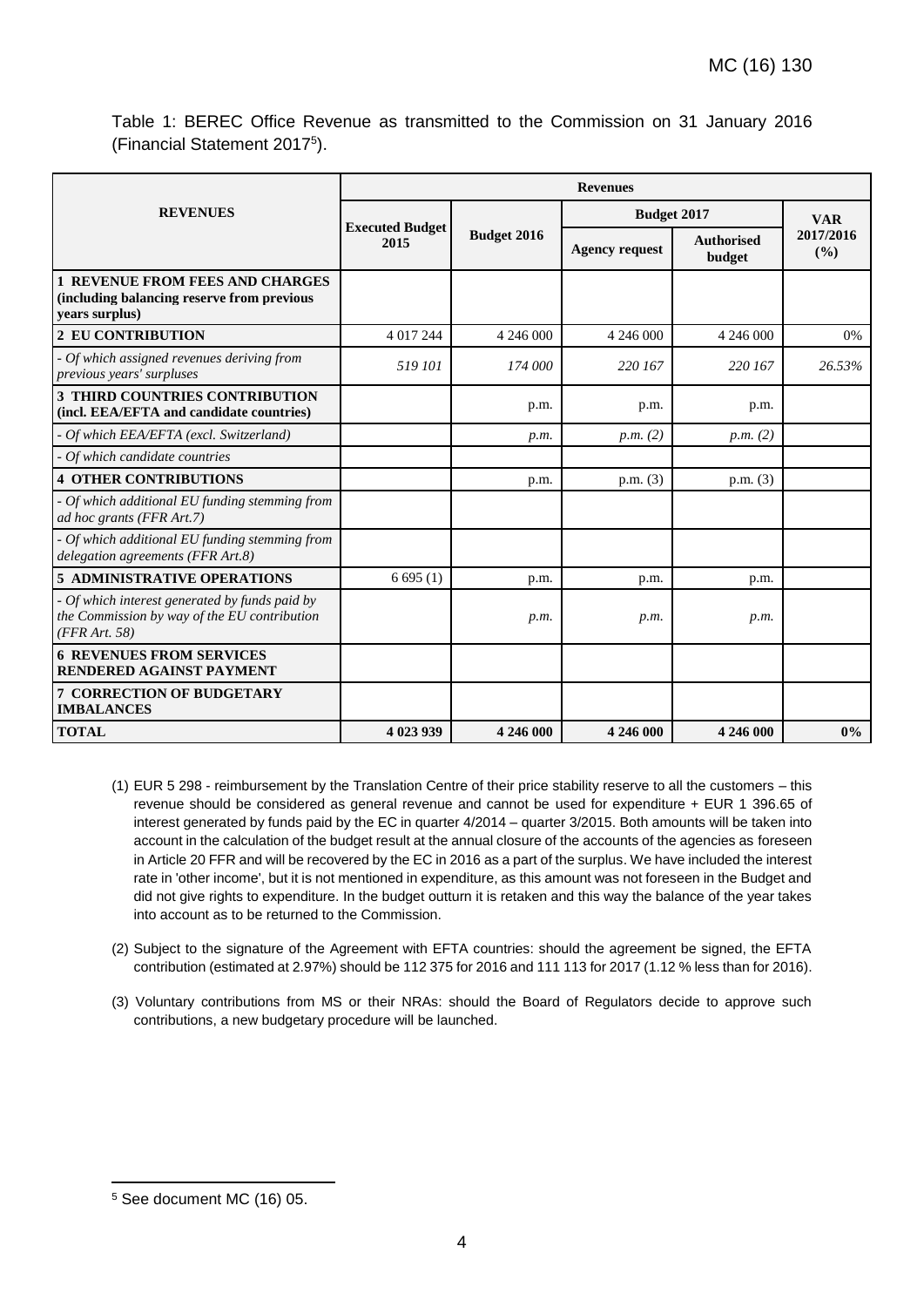Table 1: BEREC Office Revenue as transmitted to the Commission on 31 January 2016 (Financial Statement 2017[5]).

| REVENUES | Revenues | | | | |
|---|---|---|---|---|---|
| | Executed Budget 2015 | Budget 2016 | Budget 2017 | | VAR 2017/2016 (%) |
| | | | Agency request | Authorised budget | |
| **1 REVENUE FROM FEES AND CHARGES (including balancing reserve from previous years surplus)** | | | | | |
| **2 EU CONTRIBUTION** | 4 017 244 | 4 246 000 | 4 246 000 | 4 246 000 | 0% |
| *- Of which assigned revenues deriving from previous years' surpluses* | *519 101* | *174 000* | *220 167* | *220 167* | *26.53%* |
| **3 THIRD COUNTRIES CONTRIBUTION (incl. EEA/EFTA and candidate countries)** | | p.m. | p.m. | p.m. | |
| *- Of which EEA/EFTA (excl. Switzerland)* | | *p.m.* | *p.m. (2)* | *p.m. (2)* | |
| *- Of which candidate countries* | | | | | |
| **4 OTHER CONTRIBUTIONS** | | p.m. | p.m. (3) | p.m. (3) | |
| *- Of which additional EU funding stemming from ad hoc grants (FFR Art.7)* | | | | | |
| *- Of which additional EU funding stemming from delegation agreements (FFR Art.8)* | | | | | |
| **5 ADMINISTRATIVE OPERATIONS** | 6 695 (1) | p.m. | p.m. | p.m. | |
| *- Of which interest generated by funds paid by the Commission by way of the EU contribution (FFR Art. 58)* | | *p.m.* | *p.m.* | *p.m.* | |
| **6 REVENUES FROM SERVICES RENDERED AGAINST PAYMENT** | | | | | |
| **7 CORRECTION OF BUDGETARY IMBALANCES** | | | | | |
| **TOTAL** | **4 023 939** | **4 246 000** | **4 246 000** | **4 246 000** | **0%** |

(1) EUR 5 298 - reimbursement by the Translation Centre of their price stability reserve to all the customers – this revenue should be considered as general revenue and cannot be used for expenditure + EUR 1 396.65 of interest generated by funds paid by the EC in quarter 4/2014 – quarter 3/2015. Both amounts will be taken into account in the calculation of the budget result at the annual closure of the accounts of the agencies as foreseen in Article 20 FFR and will be recovered by the EC in 2016 as a part of the surplus. We have included the interest rate in 'other income', but it is not mentioned in expenditure, as this amount was not foreseen in the Budget and did not give rights to expenditure. In the budget outturn it is retaken and this way the balance of the year takes into account as to be returned to the Commission.

(2) Subject to the signature of the Agreement with EFTA countries: should the agreement be signed, the EFTA contribution (estimated at 2.97%) should be 112 375 for 2016 and 111 113 for 2017 (1.12 % less than for 2016).

(3) Voluntary contributions from MS or their NRAs: should the Board of Regulators decide to approve such contributions, a new budgetary procedure will be launched.

[5] See document MC (16) 05.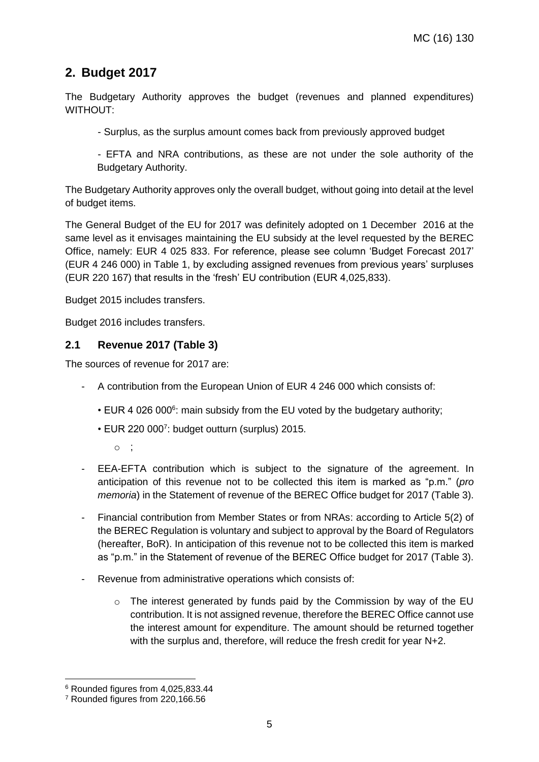## 2. Budget 2017

The Budgetary Authority approves the budget (revenues and planned expenditures) WITHOUT:

- Surplus, as the surplus amount comes back from previously approved budget
- EFTA and NRA contributions, as these are not under the sole authority of the Budgetary Authority.

The Budgetary Authority approves only the overall budget, without going into detail at the level of budget items.

The General Budget of the EU for 2017 was definitely adopted on 1 December 2016 at the same level as it envisages maintaining the EU subsidy at the level requested by the BEREC Office, namely: EUR 4 025 833. For reference, please see column 'Budget Forecast 2017' (EUR 4 246 000) in Table 1, by excluding assigned revenues from previous years' surpluses (EUR 220 167) that results in the 'fresh' EU contribution (EUR 4,025,833).

Budget 2015 includes transfers.

Budget 2016 includes transfers.

### 2.1 Revenue 2017 (Table 3)

The sources of revenue for 2017 are:

- A contribution from the European Union of EUR 4 246 000 which consists of:
  - EUR 4 026 000[6]: main subsidy from the EU voted by the budgetary authority;
  - EUR 220 000[7]: budget outturn (surplus) 2015.
    - ;
- EEA-EFTA contribution which is subject to the signature of the agreement. In anticipation of this revenue not to be collected this item is marked as "p.m." (*pro memoria*) in the Statement of revenue of the BEREC Office budget for 2017 (Table 3).
- Financial contribution from Member States or from NRAs: according to Article 5(2) of the BEREC Regulation is voluntary and subject to approval by the Board of Regulators (hereafter, BoR). In anticipation of this revenue not to be collected this item is marked as "p.m." in the Statement of revenue of the BEREC Office budget for 2017 (Table 3).
- Revenue from administrative operations which consists of:
  - The interest generated by funds paid by the Commission by way of the EU contribution. It is not assigned revenue, therefore the BEREC Office cannot use the interest amount for expenditure. The amount should be returned together with the surplus and, therefore, will reduce the fresh credit for year N+2.

[6] Rounded figures from 4,025,833.44

[7] Rounded figures from 220,166.56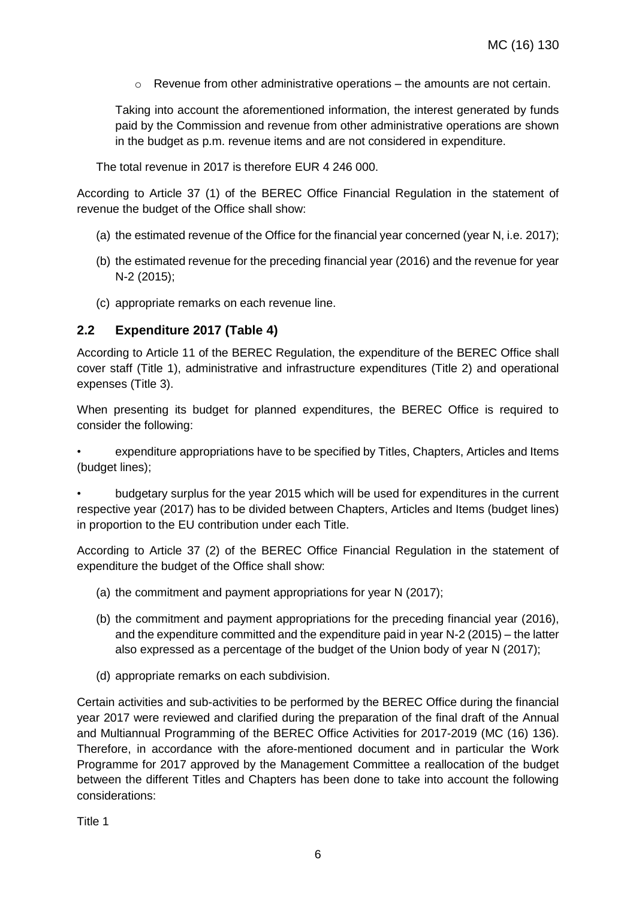- Revenue from other administrative operations – the amounts are not certain.

Taking into account the aforementioned information, the interest generated by funds paid by the Commission and revenue from other administrative operations are shown in the budget as p.m. revenue items and are not considered in expenditure.

The total revenue in 2017 is therefore EUR 4 246 000.

According to Article 37 (1) of the BEREC Office Financial Regulation in the statement of revenue the budget of the Office shall show:

(a) the estimated revenue of the Office for the financial year concerned (year N, i.e. 2017);

(b) the estimated revenue for the preceding financial year (2016) and the revenue for year N-2 (2015);

(c) appropriate remarks on each revenue line.

## 2.2 Expenditure 2017 (Table 4)

According to Article 11 of the BEREC Regulation, the expenditure of the BEREC Office shall cover staff (Title 1), administrative and infrastructure expenditures (Title 2) and operational expenses (Title 3).

When presenting its budget for planned expenditures, the BEREC Office is required to consider the following:

- expenditure appropriations have to be specified by Titles, Chapters, Articles and Items (budget lines);
- budgetary surplus for the year 2015 which will be used for expenditures in the current respective year (2017) has to be divided between Chapters, Articles and Items (budget lines) in proportion to the EU contribution under each Title.

According to Article 37 (2) of the BEREC Office Financial Regulation in the statement of expenditure the budget of the Office shall show:

(a) the commitment and payment appropriations for year N (2017);

(b) the commitment and payment appropriations for the preceding financial year (2016), and the expenditure committed and the expenditure paid in year N-2 (2015) – the latter also expressed as a percentage of the budget of the Union body of year N (2017);

(d) appropriate remarks on each subdivision.

Certain activities and sub-activities to be performed by the BEREC Office during the financial year 2017 were reviewed and clarified during the preparation of the final draft of the Annual and Multiannual Programming of the BEREC Office Activities for 2017-2019 (MC (16) 136). Therefore, in accordance with the afore-mentioned document and in particular the Work Programme for 2017 approved by the Management Committee a reallocation of the budget between the different Titles and Chapters has been done to take into account the following considerations:

Title 1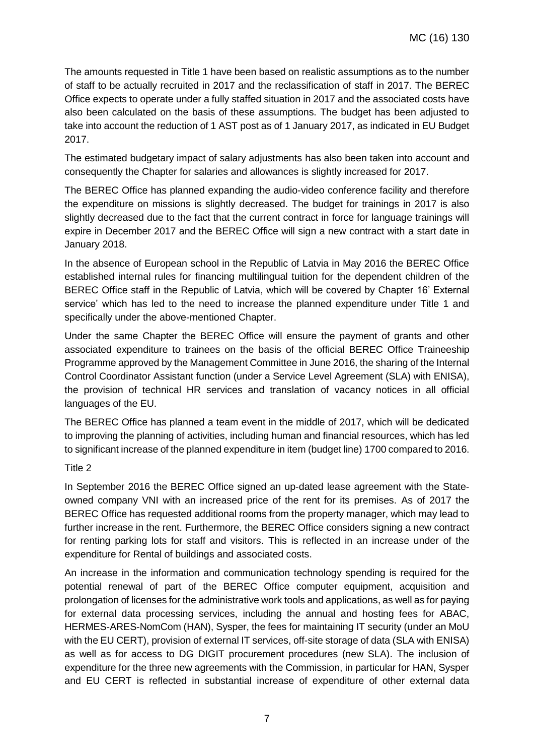The amounts requested in Title 1 have been based on realistic assumptions as to the number of staff to be actually recruited in 2017 and the reclassification of staff in 2017. The BEREC Office expects to operate under a fully staffed situation in 2017 and the associated costs have also been calculated on the basis of these assumptions. The budget has been adjusted to take into account the reduction of 1 AST post as of 1 January 2017, as indicated in EU Budget 2017.

The estimated budgetary impact of salary adjustments has also been taken into account and consequently the Chapter for salaries and allowances is slightly increased for 2017.

The BEREC Office has planned expanding the audio-video conference facility and therefore the expenditure on missions is slightly decreased. The budget for trainings in 2017 is also slightly decreased due to the fact that the current contract in force for language trainings will expire in December 2017 and the BEREC Office will sign a new contract with a start date in January 2018.

In the absence of European school in the Republic of Latvia in May 2016 the BEREC Office established internal rules for financing multilingual tuition for the dependent children of the BEREC Office staff in the Republic of Latvia, which will be covered by Chapter 16' External service' which has led to the need to increase the planned expenditure under Title 1 and specifically under the above-mentioned Chapter.

Under the same Chapter the BEREC Office will ensure the payment of grants and other associated expenditure to trainees on the basis of the official BEREC Office Traineeship Programme approved by the Management Committee in June 2016, the sharing of the Internal Control Coordinator Assistant function (under a Service Level Agreement (SLA) with ENISA), the provision of technical HR services and translation of vacancy notices in all official languages of the EU.

The BEREC Office has planned a team event in the middle of 2017, which will be dedicated to improving the planning of activities, including human and financial resources, which has led to significant increase of the planned expenditure in item (budget line) 1700 compared to 2016.

Title 2

In September 2016 the BEREC Office signed an up-dated lease agreement with the State-owned company VNI with an increased price of the rent for its premises. As of 2017 the BEREC Office has requested additional rooms from the property manager, which may lead to further increase in the rent. Furthermore, the BEREC Office considers signing a new contract for renting parking lots for staff and visitors. This is reflected in an increase under of the expenditure for Rental of buildings and associated costs.

An increase in the information and communication technology spending is required for the potential renewal of part of the BEREC Office computer equipment, acquisition and prolongation of licenses for the administrative work tools and applications, as well as for paying for external data processing services, including the annual and hosting fees for ABAC, HERMES-ARES-NomCom (HAN), Sysper, the fees for maintaining IT security (under an MoU with the EU CERT), provision of external IT services, off-site storage of data (SLA with ENISA) as well as for access to DG DIGIT procurement procedures (new SLA). The inclusion of expenditure for the three new agreements with the Commission, in particular for HAN, Sysper and EU CERT is reflected in substantial increase of expenditure of other external data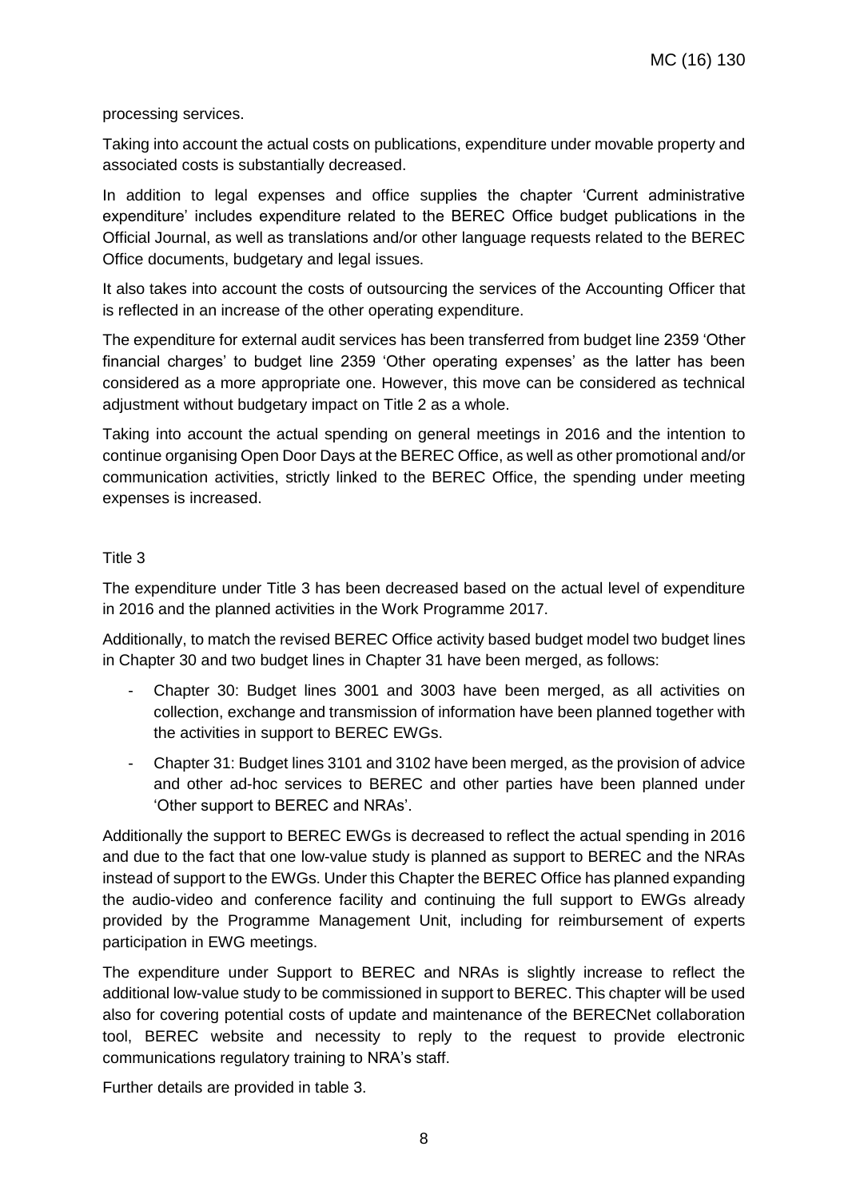processing services.

Taking into account the actual costs on publications, expenditure under movable property and associated costs is substantially decreased.

In addition to legal expenses and office supplies the chapter 'Current administrative expenditure' includes expenditure related to the BEREC Office budget publications in the Official Journal, as well as translations and/or other language requests related to the BEREC Office documents, budgetary and legal issues.

It also takes into account the costs of outsourcing the services of the Accounting Officer that is reflected in an increase of the other operating expenditure.

The expenditure for external audit services has been transferred from budget line 2359 'Other financial charges' to budget line 2359 'Other operating expenses' as the latter has been considered as a more appropriate one. However, this move can be considered as technical adjustment without budgetary impact on Title 2 as a whole.

Taking into account the actual spending on general meetings in 2016 and the intention to continue organising Open Door Days at the BEREC Office, as well as other promotional and/or communication activities, strictly linked to the BEREC Office, the spending under meeting expenses is increased.

Title 3

The expenditure under Title 3 has been decreased based on the actual level of expenditure in 2016 and the planned activities in the Work Programme 2017.

Additionally, to match the revised BEREC Office activity based budget model two budget lines in Chapter 30 and two budget lines in Chapter 31 have been merged, as follows:

- Chapter 30: Budget lines 3001 and 3003 have been merged, as all activities on collection, exchange and transmission of information have been planned together with the activities in support to BEREC EWGs.
- Chapter 31: Budget lines 3101 and 3102 have been merged, as the provision of advice and other ad-hoc services to BEREC and other parties have been planned under 'Other support to BEREC and NRAs'.

Additionally the support to BEREC EWGs is decreased to reflect the actual spending in 2016 and due to the fact that one low-value study is planned as support to BEREC and the NRAs instead of support to the EWGs. Under this Chapter the BEREC Office has planned expanding the audio-video and conference facility and continuing the full support to EWGs already provided by the Programme Management Unit, including for reimbursement of experts participation in EWG meetings.

The expenditure under Support to BEREC and NRAs is slightly increase to reflect the additional low-value study to be commissioned in support to BEREC. This chapter will be used also for covering potential costs of update and maintenance of the BERECNet collaboration tool, BEREC website and necessity to reply to the request to provide electronic communications regulatory training to NRA's staff.

Further details are provided in table 3.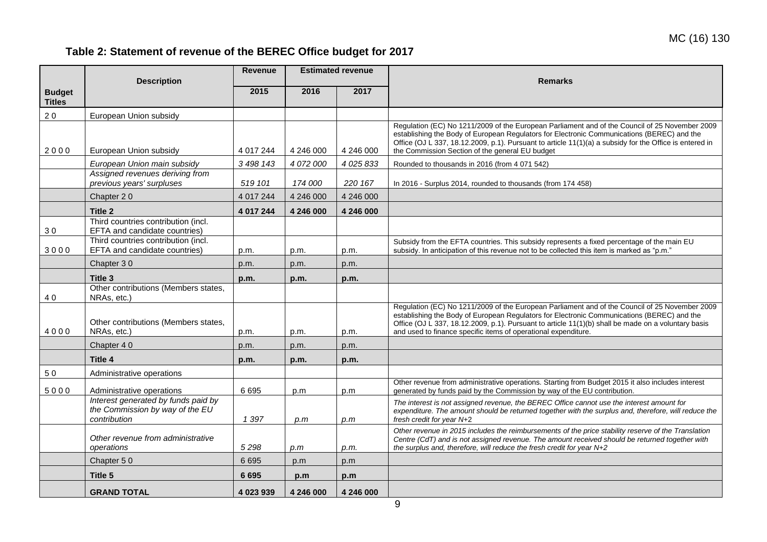## Table 2: Statement of revenue of the BEREC Office budget for 2017

| Budget Titles | Description | Revenue | Estimated revenue | | Remarks |
|---|---|---|---|---|---|
| | | 2015 | 2016 | 2017 | |
| 2 0 | European Union subsidy | | | | |
| 2 0 0 0 | European Union subsidy | 4 017 244 | 4 246 000 | 4 246 000 | Regulation (EC) No 1211/2009 of the European Parliament and of the Council of 25 November 2009 establishing the Body of European Regulators for Electronic Communications (BEREC) and the Office (OJ L 337, 18.12.2009, p.1). Pursuant to article 11(1)(a) a subsidy for the Office is entered in the Commission Section of the general EU budget |
| | *European Union main subsidy* | *3 498 143* | *4 072 000* | *4 025 833* | Rounded to thousands in 2016 (from 4 071 542) |
| | *Assigned revenues deriving from previous years' surpluses* | *519 101* | *174 000* | *220 167* | In 2016 - Surplus 2014, rounded to thousands (from 174 458) |
| | Chapter 2 0 | 4 017 244 | 4 246 000 | 4 246 000 | |
| | **Title 2** | **4 017 244** | **4 246 000** | **4 246 000** | |
| 3 0 | Third countries contribution (incl. EFTA and candidate countries) | | | | |
| 3 0 0 0 | Third countries contribution (incl. EFTA and candidate countries) | p.m. | p.m. | p.m. | Subsidy from the EFTA countries. This subsidy represents a fixed percentage of the main EU subsidy. In anticipation of this revenue not to be collected this item is marked as "p.m." |
| | Chapter 3 0 | p.m. | p.m. | p.m. | |
| | **Title 3** | **p.m.** | **p.m.** | **p.m.** | |
| 4 0 | Other contributions (Members states, NRAs, etc.) | | | | |
| 4 0 0 0 | Other contributions (Members states, NRAs, etc.) | p.m. | p.m. | p.m. | Regulation (EC) No 1211/2009 of the European Parliament and of the Council of 25 November 2009 establishing the Body of European Regulators for Electronic Communications (BEREC) and the Office (OJ L 337, 18.12.2009, p.1). Pursuant to article 11(1)(b) shall be made on a voluntary basis and used to finance specific items of operational expenditure. |
| | Chapter 4 0 | p.m. | p.m. | p.m. | |
| | **Title 4** | **p.m.** | **p.m.** | **p.m.** | |
| 5 0 | Administrative operations | | | | |
| 5 0 0 0 | Administrative operations | 6 695 | p.m | p.m | Other revenue from administrative operations. Starting from Budget 2015 it also includes interest generated by funds paid by the Commission by way of the EU contribution. |
| | *Interest generated by funds paid by the Commission by way of the EU contribution* | *1 397* | *p.m* | *p.m* | *The interest is not assigned revenue, the BEREC Office cannot use the interest amount for expenditure. The amount should be returned together with the surplus and, therefore, will reduce the fresh credit for year N+2* |
| | *Other revenue from administrative operations* | *5 298* | *p.m* | *p.m.* | *Other revenue in 2015 includes the reimbursements of the price stability reserve of the Translation Centre (CdT) and is not assigned revenue. The amount received should be returned together with the surplus and, therefore, will reduce the fresh credit for year N+2* |
| | Chapter 5 0 | 6 695 | p.m | p.m | |
| | **Title 5** | **6 695** | **p.m** | **p.m** | |
| | **GRAND TOTAL** | **4 023 939** | **4 246 000** | **4 246 000** | |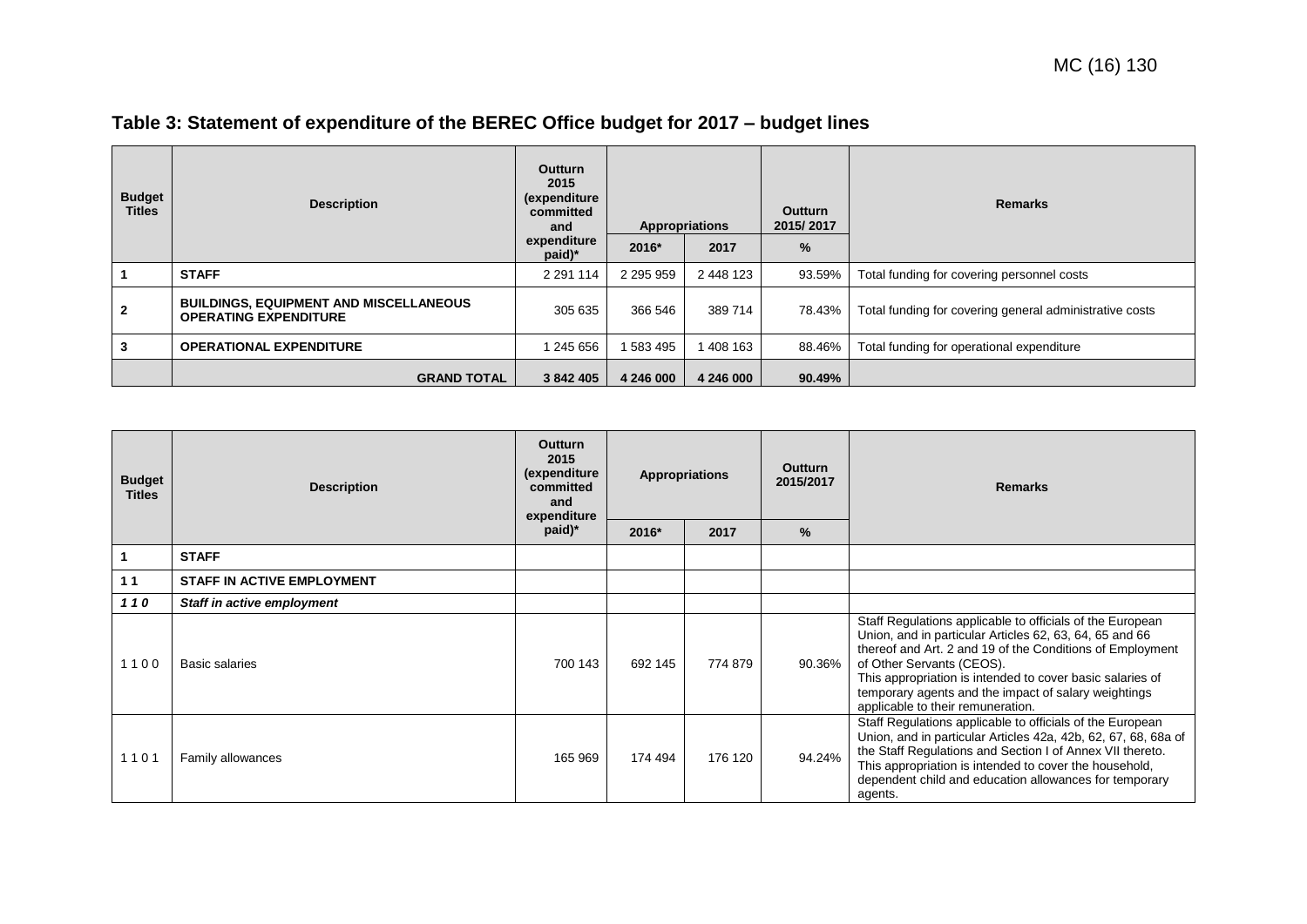## Table 3: Statement of expenditure of the BEREC Office budget for 2017 – budget lines

| Budget Titles | Description | Outturn 2015 (expenditure committed and expenditure paid)* | Appropriations | | Outturn 2015/ 2017 | Remarks |
|---|---|---|---|---|---|---|
| | | | 2016* | 2017 | % | |
| 1 | **STAFF** | 2 291 114 | 2 295 959 | 2 448 123 | 93.59% | Total funding for covering personnel costs |
| 2 | **BUILDINGS, EQUIPMENT AND MISCELLANEOUS OPERATING EXPENDITURE** | 305 635 | 366 546 | 389 714 | 78.43% | Total funding for covering general administrative costs |
| 3 | **OPERATIONAL EXPENDITURE** | 1 245 656 | 1 583 495 | 1 408 163 | 88.46% | Total funding for operational expenditure |
| | **GRAND TOTAL** | **3 842 405** | **4 246 000** | **4 246 000** | **90.49%** | |

| Budget Titles | Description | Outturn 2015 (expenditure committed and expenditure paid)* | Appropriations | | Outturn 2015/2017 | Remarks |
|---|---|---|---|---|---|---|
| | | | 2016* | 2017 | % | |
| **1** | **STAFF** | | | | | |
| **1 1** | **STAFF IN ACTIVE EMPLOYMENT** | | | | | |
| ***1 1 0*** | ***Staff in active employment*** | | | | | |
| 1 1 0 0 | Basic salaries | 700 143 | 692 145 | 774 879 | 90.36% | Staff Regulations applicable to officials of the European Union, and in particular Articles 62, 63, 64, 65 and 66 thereof and Art. 2 and 19 of the Conditions of Employment of Other Servants (CEOS). This appropriation is intended to cover basic salaries of temporary agents and the impact of salary weightings applicable to their remuneration. |
| 1 1 0 1 | Family allowances | 165 969 | 174 494 | 176 120 | 94.24% | Staff Regulations applicable to officials of the European Union, and in particular Articles 42a, 42b, 62, 67, 68, 68a of the Staff Regulations and Section I of Annex VII thereto. This appropriation is intended to cover the household, dependent child and education allowances for temporary agents. |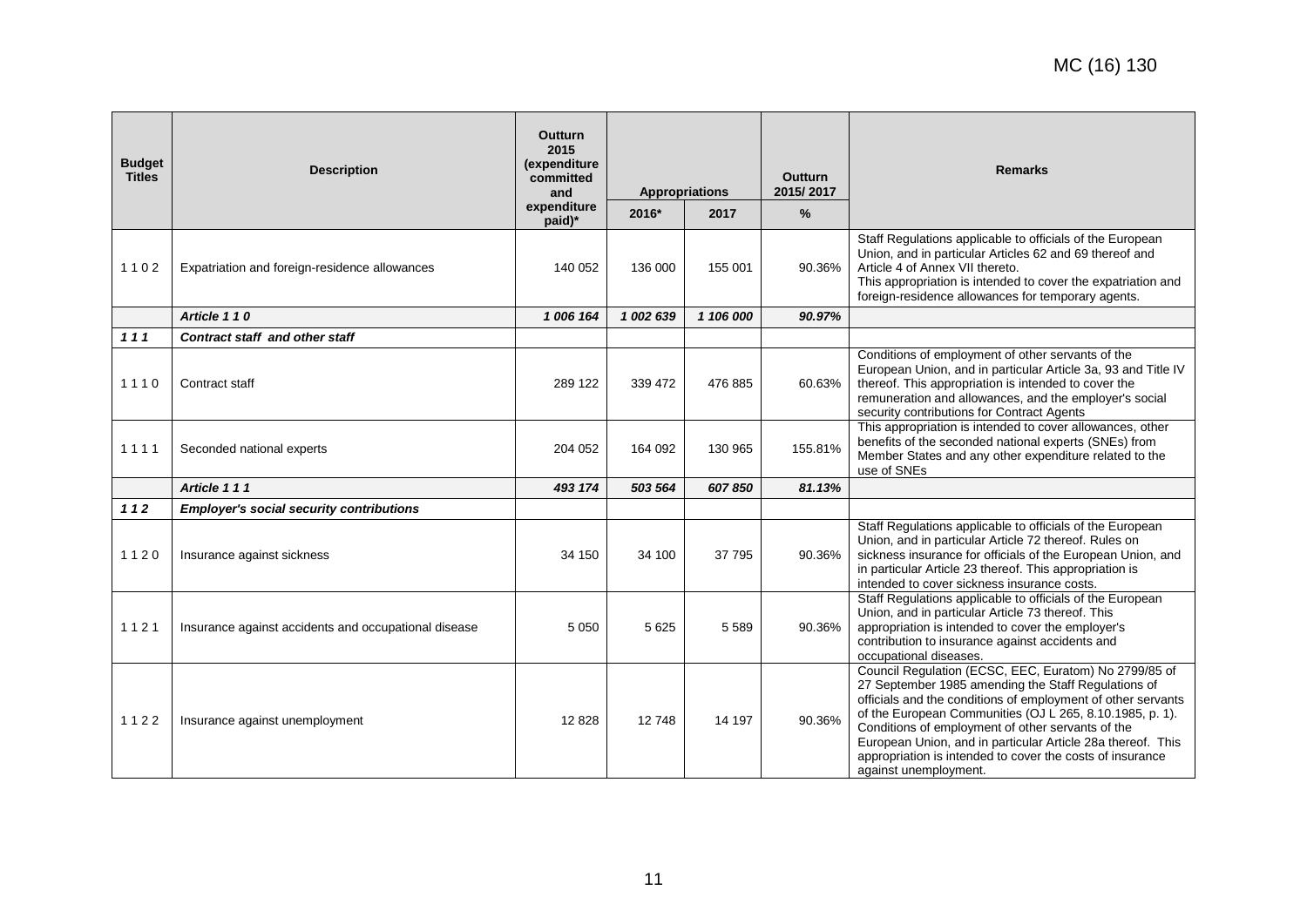MC (16) 130

| Budget Titles | Description | Outturn 2015 (expenditure committed and expenditure paid)* | Appropriations | | Outturn 2015/ 2017 | Remarks |
|---|---|---|---|---|---|---|
| | | | 2016* | 2017 | % | |
| 1 1 0 2 | Expatriation and foreign-residence allowances | 140 052 | 136 000 | 155 001 | 90.36% | Staff Regulations applicable to officials of the European Union, and in particular Articles 62 and 69 thereof and Article 4 of Annex VII thereto. This appropriation is intended to cover the expatriation and foreign-residence allowances for temporary agents. |
| | ***Article 1 1 0*** | ***1 006 164*** | ***1 002 639*** | ***1 106 000*** | ***90.97%*** | |
| ***1 1 1*** | ***Contract staff and other staff*** | | | | | |
| 1 1 1 0 | Contract staff | 289 122 | 339 472 | 476 885 | 60.63% | Conditions of employment of other servants of the European Union, and in particular Article 3a, 93 and Title IV thereof. This appropriation is intended to cover the remuneration and allowances, and the employer's social security contributions for Contract Agents |
| 1 1 1 1 | Seconded national experts | 204 052 | 164 092 | 130 965 | 155.81% | This appropriation is intended to cover allowances, other benefits of the seconded national experts (SNEs) from Member States and any other expenditure related to the use of SNEs |
| | ***Article 1 1 1*** | ***493 174*** | ***503 564*** | ***607 850*** | ***81.13%*** | |
| ***1 1 2*** | ***Employer's social security contributions*** | | | | | |
| 1 1 2 0 | Insurance against sickness | 34 150 | 34 100 | 37 795 | 90.36% | Staff Regulations applicable to officials of the European Union, and in particular Article 72 thereof. Rules on sickness insurance for officials of the European Union, and in particular Article 23 thereof. This appropriation is intended to cover sickness insurance costs. |
| 1 1 2 1 | Insurance against accidents and occupational disease | 5 050 | 5 625 | 5 589 | 90.36% | Staff Regulations applicable to officials of the European Union, and in particular Article 73 thereof. This appropriation is intended to cover the employer's contribution to insurance against accidents and occupational diseases. |
| 1 1 2 2 | Insurance against unemployment | 12 828 | 12 748 | 14 197 | 90.36% | Council Regulation (ECSC, EEC, Euratom) No 2799/85 of 27 September 1985 amending the Staff Regulations of officials and the conditions of employment of other servants of the European Communities (OJ L 265, 8.10.1985, p. 1). Conditions of employment of other servants of the European Union, and in particular Article 28a thereof. This appropriation is intended to cover the costs of insurance against unemployment. |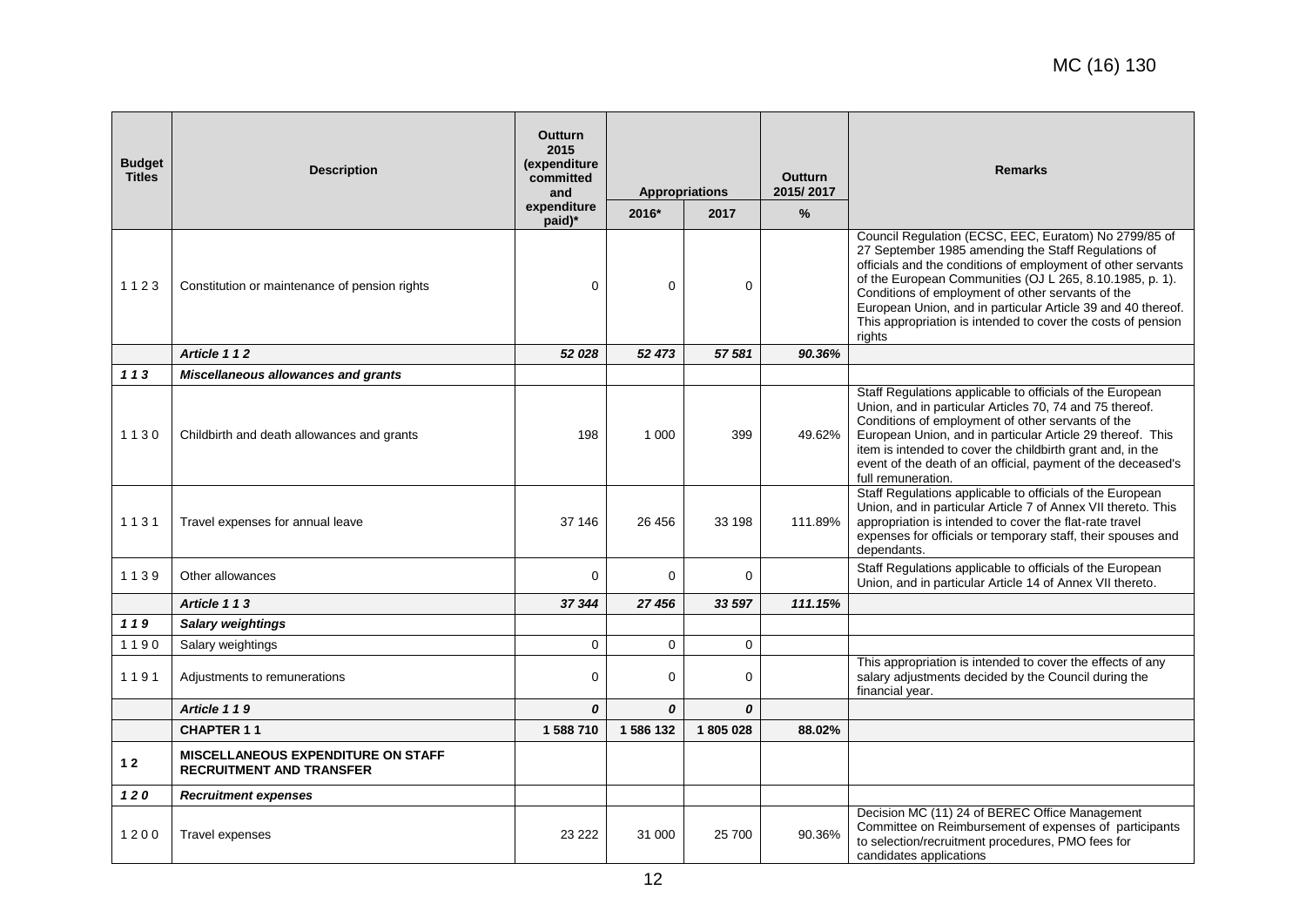| Budget Titles | Description | Outturn 2015 (expenditure committed and expenditure paid)* | Appropriations | | Outturn 2015/ 2017 | Remarks |
|---|---|---|---|---|---|---|
| | | | 2016* | 2017 | % | |
| 1 1 2 3 | Constitution or maintenance of pension rights | 0 | 0 | 0 | | Council Regulation (ECSC, EEC, Euratom) No 2799/85 of 27 September 1985 amending the Staff Regulations of officials and the conditions of employment of other servants of the European Communities (OJ L 265, 8.10.1985, p. 1). Conditions of employment of other servants of the European Union, and in particular Article 39 and 40 thereof. This appropriation is intended to cover the costs of pension rights |
| | ***Article 1 1 2*** | ***52 028*** | ***52 473*** | ***57 581*** | ***90.36%*** | |
| ***1 1 3*** | ***Miscellaneous allowances and grants*** | | | | | |
| 1 1 3 0 | Childbirth and death allowances and grants | 198 | 1 000 | 399 | 49.62% | Staff Regulations applicable to officials of the European Union, and in particular Articles 70, 74 and 75 thereof. Conditions of employment of other servants of the European Union, and in particular Article 29 thereof. This item is intended to cover the childbirth grant and, in the event of the death of an official, payment of the deceased's full remuneration. |
| 1 1 3 1 | Travel expenses for annual leave | 37 146 | 26 456 | 33 198 | 111.89% | Staff Regulations applicable to officials of the European Union, and in particular Article 7 of Annex VII thereto. This appropriation is intended to cover the flat-rate travel expenses for officials or temporary staff, their spouses and dependants. |
| 1 1 3 9 | Other allowances | 0 | 0 | 0 | | Staff Regulations applicable to officials of the European Union, and in particular Article 14 of Annex VII thereto. |
| | ***Article 1 1 3*** | ***37 344*** | ***27 456*** | ***33 597*** | ***111.15%*** | |
| ***1 1 9*** | ***Salary weightings*** | | | | | |
| 1 1 9 0 | Salary weightings | 0 | 0 | 0 | | |
| 1 1 9 1 | Adjustments to remunerations | 0 | 0 | 0 | | This appropriation is intended to cover the effects of any salary adjustments decided by the Council during the financial year. |
| | ***Article 1 1 9*** | ***0*** | ***0*** | ***0*** | | |
| | **CHAPTER 1 1** | **1 588 710** | **1 586 132** | **1 805 028** | **88.02%** | |
| **1 2** | **MISCELLANEOUS EXPENDITURE ON STAFF RECRUITMENT AND TRANSFER** | | | | | |
| ***1 2 0*** | ***Recruitment expenses*** | | | | | |
| 1 2 0 0 | Travel expenses | 23 222 | 31 000 | 25 700 | 90.36% | Decision MC (11) 24 of BEREC Office Management Committee on Reimbursement of expenses of participants to selection/recruitment procedures, PMO fees for candidates applications |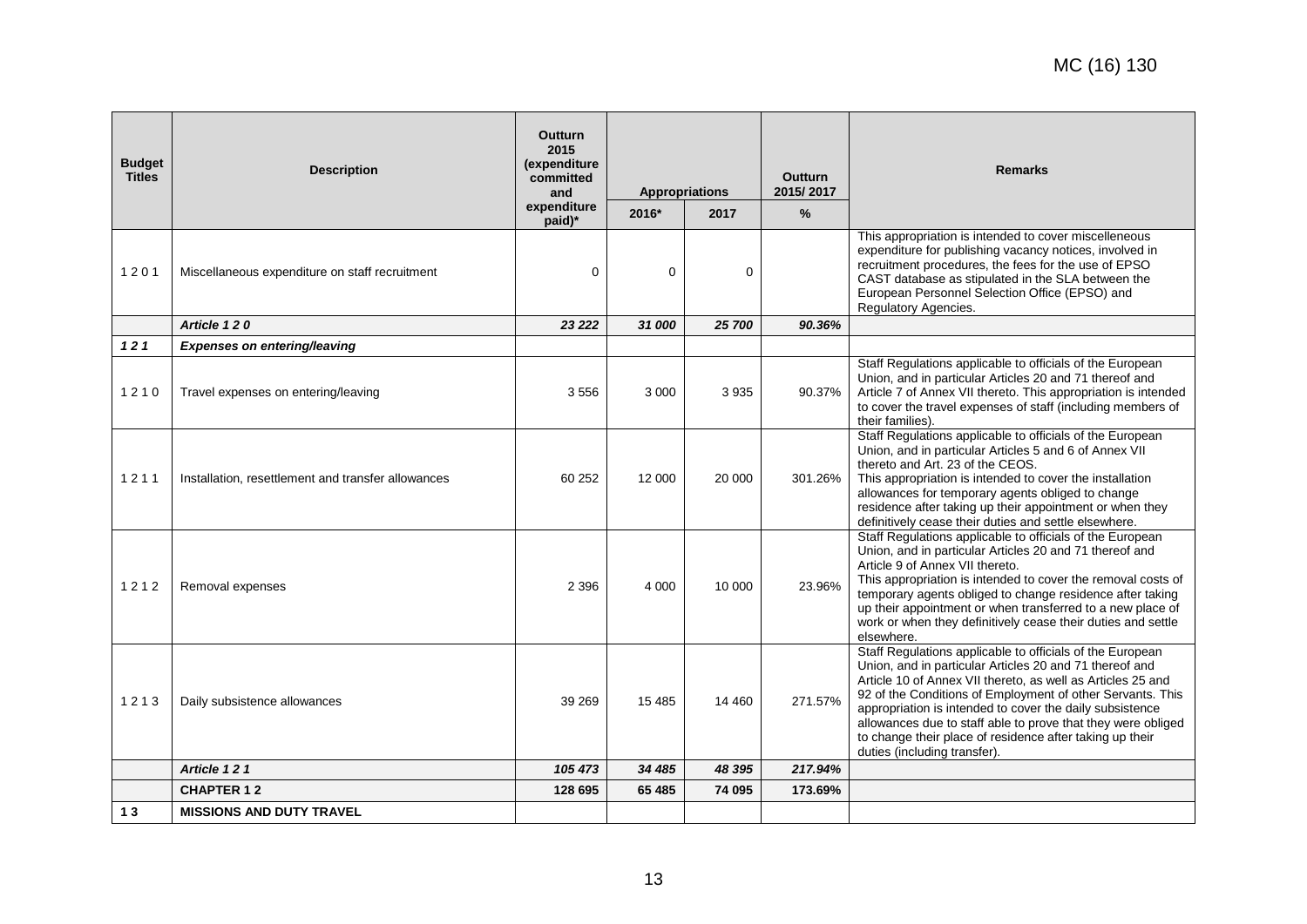| Budget Titles | Description | Outturn 2015 (expenditure committed and expenditure paid)* | Appropriations | | Outturn 2015/ 2017 | Remarks |
|---|---|---|---|---|---|---|
| | | | 2016* | 2017 | % | |
| 1 2 0 1 | Miscellaneous expenditure on staff recruitment | 0 | 0 | 0 | | This appropriation is intended to cover miscelleneous expenditure for publishing vacancy notices, involved in recruitment procedures, the fees for the use of EPSO CAST database as stipulated in the SLA between the European Personnel Selection Office (EPSO) and Regulatory Agencies. |
| | ***Article 1 2 0*** | ***23 222*** | ***31 000*** | ***25 700*** | ***90.36%*** | |
| ***1 2 1*** | ***Expenses on entering/leaving*** | | | | | |
| 1 2 1 0 | Travel expenses on entering/leaving | 3 556 | 3 000 | 3 935 | 90.37% | Staff Regulations applicable to officials of the European Union, and in particular Articles 20 and 71 thereof and Article 7 of Annex VII thereto. This appropriation is intended to cover the travel expenses of staff (including members of their families). |
| 1 2 1 1 | Installation, resettlement and transfer allowances | 60 252 | 12 000 | 20 000 | 301.26% | Staff Regulations applicable to officials of the European Union, and in particular Articles 5 and 6 of Annex VII thereto and Art. 23 of the CEOS. This appropriation is intended to cover the installation allowances for temporary agents obliged to change residence after taking up their appointment or when they definitively cease their duties and settle elsewhere. |
| 1 2 1 2 | Removal expenses | 2 396 | 4 000 | 10 000 | 23.96% | Staff Regulations applicable to officials of the European Union, and in particular Articles 20 and 71 thereof and Article 9 of Annex VII thereto. This appropriation is intended to cover the removal costs of temporary agents obliged to change residence after taking up their appointment or when transferred to a new place of work or when they definitively cease their duties and settle elsewhere. |
| 1 2 1 3 | Daily subsistence allowances | 39 269 | 15 485 | 14 460 | 271.57% | Staff Regulations applicable to officials of the European Union, and in particular Articles 20 and 71 thereof and Article 10 of Annex VII thereto, as well as Articles 25 and 92 of the Conditions of Employment of other Servants. This appropriation is intended to cover the daily subsistence allowances due to staff able to prove that they were obliged to change their place of residence after taking up their duties (including transfer). |
| | ***Article 1 2 1*** | ***105 473*** | ***34 485*** | ***48 395*** | ***217.94%*** | |
| | **CHAPTER 1 2** | **128 695** | **65 485** | **74 095** | **173.69%** | |
| **1 3** | **MISSIONS AND DUTY TRAVEL** | | | | | |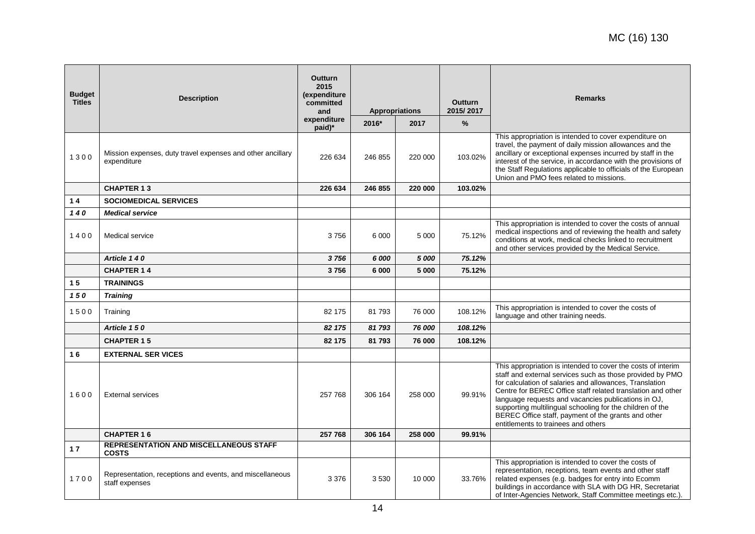| Budget Titles | Description | Outturn 2015 (expenditure committed and expenditure paid)* | Appropriations | | Outturn 2015/ 2017 | Remarks |
|---|---|---|---|---|---|---|
| | | | 2016* | 2017 | % | |
| 1 3 0 0 | Mission expenses, duty travel expenses and other ancillary expenditure | 226 634 | 246 855 | 220 000 | 103.02% | This appropriation is intended to cover expenditure on travel, the payment of daily mission allowances and the ancillary or exceptional expenses incurred by staff in the interest of the service, in accordance with the provisions of the Staff Regulations applicable to officials of the European Union and PMO fees related to missions. |
| | **CHAPTER 1 3** | **226 634** | **246 855** | **220 000** | **103.02%** | |
| **1 4** | **SOCIOMEDICAL SERVICES** | | | | | |
| ***1 4 0*** | ***Medical service*** | | | | | |
| 1 4 0 0 | Medical service | 3 756 | 6 000 | 5 000 | 75.12% | This appropriation is intended to cover the costs of annual medical inspections and of reviewing the health and safety conditions at work, medical checks linked to recruitment and other services provided by the Medical Service. |
| | ***Article 1 4 0*** | ***3 756*** | ***6 000*** | ***5 000*** | ***75.12%*** | |
| | **CHAPTER 1 4** | **3 756** | **6 000** | **5 000** | **75.12%** | |
| **1 5** | **TRAININGS** | | | | | |
| ***1 5 0*** | ***Training*** | | | | | |
| 1 5 0 0 | Training | 82 175 | 81 793 | 76 000 | 108.12% | This appropriation is intended to cover the costs of language and other training needs. |
| | ***Article 1 5 0*** | ***82 175*** | ***81 793*** | ***76 000*** | ***108.12%*** | |
| | **CHAPTER 1 5** | **82 175** | **81 793** | **76 000** | **108.12%** | |
| **1 6** | **EXTERNAL SER VICES** | | | | | |
| 1 6 0 0 | External services | 257 768 | 306 164 | 258 000 | 99.91% | This appropriation is intended to cover the costs of interim staff and external services such as those provided by PMO for calculation of salaries and allowances, Translation Centre for BEREC Office staff related translation and other language requests and vacancies publications in OJ, supporting multilingual schooling for the children of the BEREC Office staff, payment of the grants and other entitlements to trainees and others |
| | **CHAPTER 1 6** | **257 768** | **306 164** | **258 000** | **99.91%** | |
| **1 7** | **REPRESENTATION AND MISCELLANEOUS STAFF COSTS** | | | | | |
| 1 7 0 0 | Representation, receptions and events, and miscellaneous staff expenses | 3 376 | 3 530 | 10 000 | 33.76% | This appropriation is intended to cover the costs of representation, receptions, team events and other staff related expenses (e.g. badges for entry into Ecomm buildings in accordance with SLA with DG HR, Secretariat of Inter-Agencies Network, Staff Committee meetings etc.). |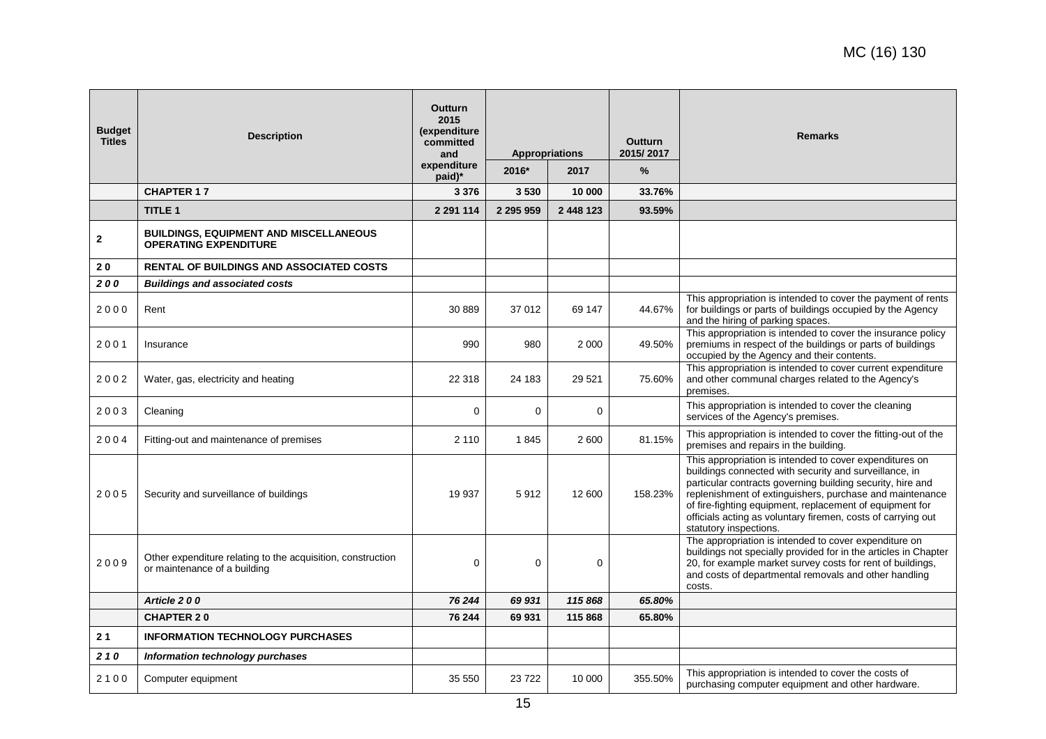MC (16) 130

| Budget Titles | Description | Outturn 2015 (expenditure committed and expenditure paid)* | Appropriations | | Outturn 2015/ 2017 | Remarks |
|---|---|---|---|---|---|---|
| | | | 2016* | 2017 | % | |
| | **CHAPTER 1 7** | **3 376** | **3 530** | **10 000** | **33.76%** | |
| | **TITLE 1** | **2 291 114** | **2 295 959** | **2 448 123** | **93.59%** | |
| **2** | **BUILDINGS, EQUIPMENT AND MISCELLANEOUS OPERATING EXPENDITURE** | | | | | |
| **2 0** | **RENTAL OF BUILDINGS AND ASSOCIATED COSTS** | | | | | |
| ***2 0 0*** | ***Buildings and associated costs*** | | | | | |
| 2 0 0 0 | Rent | 30 889 | 37 012 | 69 147 | 44.67% | This appropriation is intended to cover the payment of rents for buildings or parts of buildings occupied by the Agency and the hiring of parking spaces. |
| 2 0 0 1 | Insurance | 990 | 980 | 2 000 | 49.50% | This appropriation is intended to cover the insurance policy premiums in respect of the buildings or parts of buildings occupied by the Agency and their contents. |
| 2 0 0 2 | Water, gas, electricity and heating | 22 318 | 24 183 | 29 521 | 75.60% | This appropriation is intended to cover current expenditure and other communal charges related to the Agency's premises. |
| 2 0 0 3 | Cleaning | 0 | 0 | 0 | | This appropriation is intended to cover the cleaning services of the Agency's premises. |
| 2 0 0 4 | Fitting-out and maintenance of premises | 2 110 | 1 845 | 2 600 | 81.15% | This appropriation is intended to cover the fitting-out of the premises and repairs in the building. |
| 2 0 0 5 | Security and surveillance of buildings | 19 937 | 5 912 | 12 600 | 158.23% | This appropriation is intended to cover expenditures on buildings connected with security and surveillance, in particular contracts governing building security, hire and replenishment of extinguishers, purchase and maintenance of fire-fighting equipment, replacement of equipment for officials acting as voluntary firemen, costs of carrying out statutory inspections. |
| 2 0 0 9 | Other expenditure relating to the acquisition, construction or maintenance of a building | 0 | 0 | 0 | | The appropriation is intended to cover expenditure on buildings not specially provided for in the articles in Chapter 20, for example market survey costs for rent of buildings, and costs of departmental removals and other handling costs. |
| | ***Article 2 0 0*** | ***76 244*** | ***69 931*** | ***115 868*** | ***65.80%*** | |
| | **CHAPTER 2 0** | **76 244** | **69 931** | **115 868** | **65.80%** | |
| **2 1** | **INFORMATION TECHNOLOGY PURCHASES** | | | | | |
| ***2 1 0*** | ***Information technology purchases*** | | | | | |
| 2 1 0 0 | Computer equipment | 35 550 | 23 722 | 10 000 | 355.50% | This appropriation is intended to cover the costs of purchasing computer equipment and other hardware. |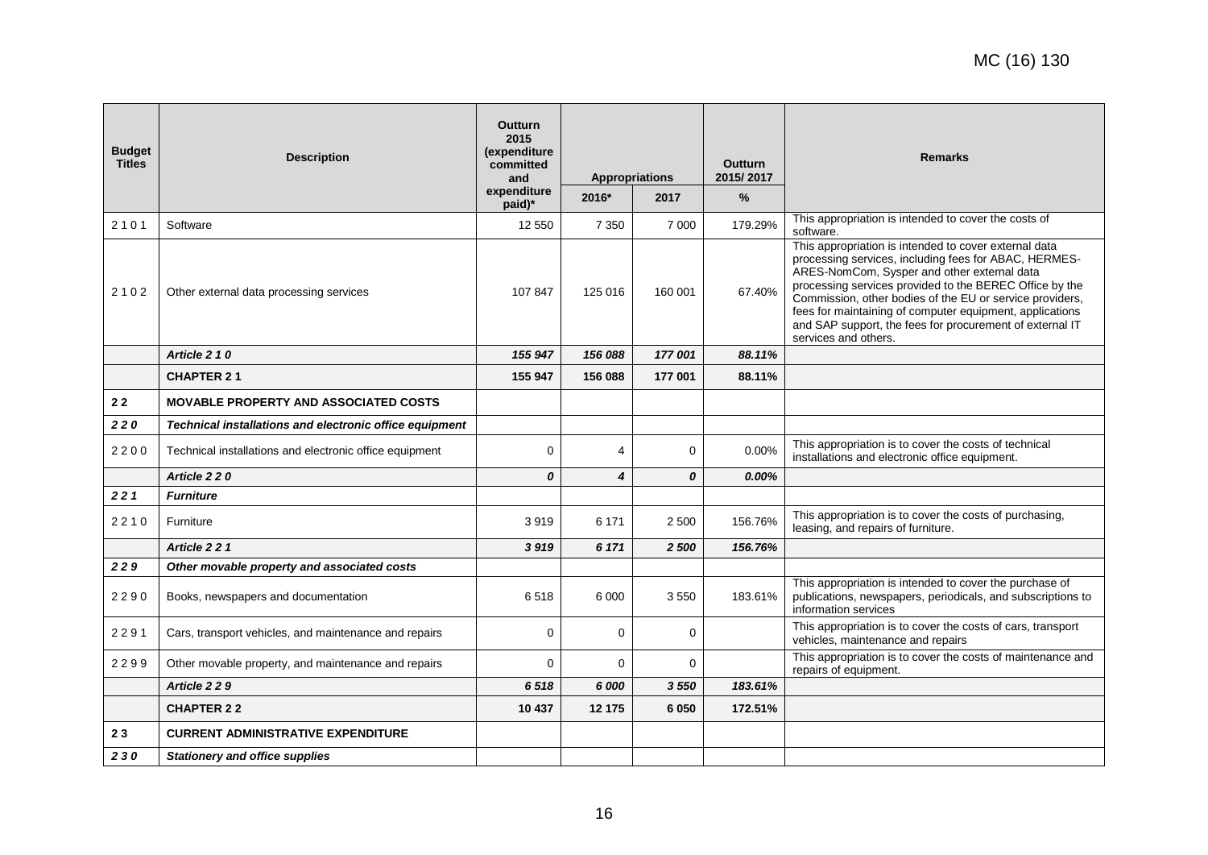| Budget Titles | Description | Outturn 2015 (expenditure committed and expenditure paid)* | Appropriations | | Outturn 2015/ 2017 | Remarks |
|---|---|---|---|---|---|---|
| | | | 2016* | 2017 | % | |
| 2 1 0 1 | Software | 12 550 | 7 350 | 7 000 | 179.29% | This appropriation is intended to cover the costs of software. |
| 2 1 0 2 | Other external data processing services | 107 847 | 125 016 | 160 001 | 67.40% | This appropriation is intended to cover external data processing services, including fees for ABAC, HERMES-ARES-NomCom, Sysper and other external data processing services provided to the BEREC Office by the Commission, other bodies of the EU or service providers, fees for maintaining of computer equipment, applications and SAP support, the fees for procurement of external IT services and others. |
| | *Article 2 1 0* | *155 947* | *156 088* | *177 001* | *88.11%* | |
| | **CHAPTER 2 1** | **155 947** | **156 088** | **177 001** | **88.11%** | |
| **2 2** | **MOVABLE PROPERTY AND ASSOCIATED COSTS** | | | | | |
| ***2 2 0*** | ***Technical installations and electronic office equipment*** | | | | | |
| 2 2 0 0 | Technical installations and electronic office equipment | 0 | 4 | 0 | 0.00% | This appropriation is to cover the costs of technical installations and electronic office equipment. |
| | *Article 2 2 0* | *0* | *4* | *0* | *0.00%* | |
| ***2 2 1*** | ***Furniture*** | | | | | |
| 2 2 1 0 | Furniture | 3 919 | 6 171 | 2 500 | 156.76% | This appropriation is to cover the costs of purchasing, leasing, and repairs of furniture. |
| | *Article 2 2 1* | *3 919* | *6 171* | *2 500* | *156.76%* | |
| ***2 2 9*** | ***Other movable property and associated costs*** | | | | | |
| 2 2 9 0 | Books, newspapers and documentation | 6 518 | 6 000 | 3 550 | 183.61% | This appropriation is intended to cover the purchase of publications, newspapers, periodicals, and subscriptions to information services |
| 2 2 9 1 | Cars, transport vehicles, and maintenance and repairs | 0 | 0 | 0 | | This appropriation is to cover the costs of cars, transport vehicles, maintenance and repairs |
| 2 2 9 9 | Other movable property, and maintenance and repairs | 0 | 0 | 0 | | This appropriation is to cover the costs of maintenance and repairs of equipment. |
| | *Article 2 2 9* | *6 518* | *6 000* | *3 550* | *183.61%* | |
| | **CHAPTER 2 2** | **10 437** | **12 175** | **6 050** | **172.51%** | |
| **2 3** | **CURRENT ADMINISTRATIVE EXPENDITURE** | | | | | |
| ***2 3 0*** | ***Stationery and office supplies*** | | | | | |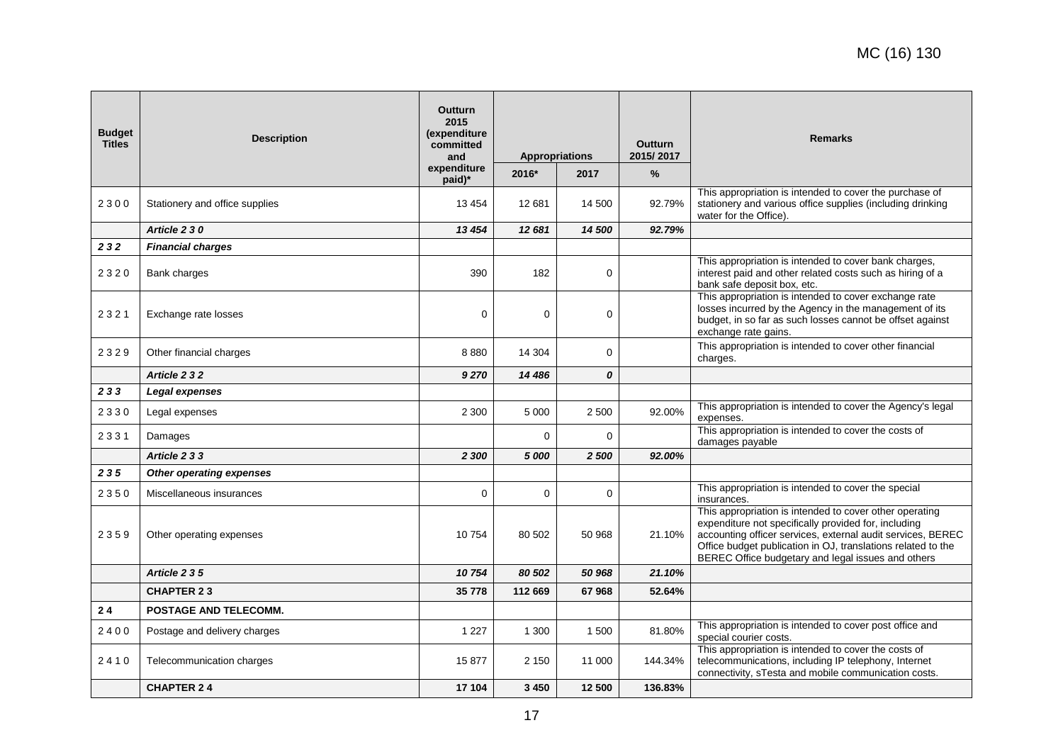| Budget Titles | Description | Outturn 2015 (expenditure committed and expenditure paid)* | Appropriations | | Outturn 2015/ 2017 | Remarks |
|---|---|---|---|---|---|---|
| | | | 2016* | 2017 | % | |
| 2 3 0 0 | Stationery and office supplies | 13 454 | 12 681 | 14 500 | 92.79% | This appropriation is intended to cover the purchase of stationery and various office supplies (including drinking water for the Office). |
| | *Article 2 3 0* | *13 454* | *12 681* | *14 500* | *92.79%* | |
| ***2 3 2*** | ***Financial charges*** | | | | | |
| 2 3 2 0 | Bank charges | 390 | 182 | 0 | | This appropriation is intended to cover bank charges, interest paid and other related costs such as hiring of a bank safe deposit box, etc. |
| 2 3 2 1 | Exchange rate losses | 0 | 0 | 0 | | This appropriation is intended to cover exchange rate losses incurred by the Agency in the management of its budget, in so far as such losses cannot be offset against exchange rate gains. |
| 2 3 2 9 | Other financial charges | 8 880 | 14 304 | 0 | | This appropriation is intended to cover other financial charges. |
| | *Article 2 3 2* | *9 270* | *14 486* | *0* | | |
| ***2 3 3*** | ***Legal expenses*** | | | | | |
| 2 3 3 0 | Legal expenses | 2 300 | 5 000 | 2 500 | 92.00% | This appropriation is intended to cover the Agency's legal expenses. |
| 2 3 3 1 | Damages | | 0 | 0 | | This appropriation is intended to cover the costs of damages payable |
| | *Article 2 3 3* | *2 300* | *5 000* | *2 500* | *92.00%* | |
| ***2 3 5*** | ***Other operating expenses*** | | | | | |
| 2 3 5 0 | Miscellaneous insurances | 0 | 0 | 0 | | This appropriation is intended to cover the special insurances. |
| 2 3 5 9 | Other operating expenses | 10 754 | 80 502 | 50 968 | 21.10% | This appropriation is intended to cover other operating expenditure not specifically provided for, including accounting officer services, external audit services, BEREC Office budget publication in OJ, translations related to the BEREC Office budgetary and legal issues and others |
| | *Article 2 3 5* | *10 754* | *80 502* | *50 968* | *21.10%* | |
| | **CHAPTER 2 3** | **35 778** | **112 669** | **67 968** | **52.64%** | |
| **2 4** | **POSTAGE AND TELECOMM.** | | | | | |
| 2 4 0 0 | Postage and delivery charges | 1 227 | 1 300 | 1 500 | 81.80% | This appropriation is intended to cover post office and special courier costs. |
| 2 4 1 0 | Telecommunication charges | 15 877 | 2 150 | 11 000 | 144.34% | This appropriation is intended to cover the costs of telecommunications, including IP telephony, Internet connectivity, sTesta and mobile communication costs. |
| | **CHAPTER 2 4** | **17 104** | **3 450** | **12 500** | **136.83%** | |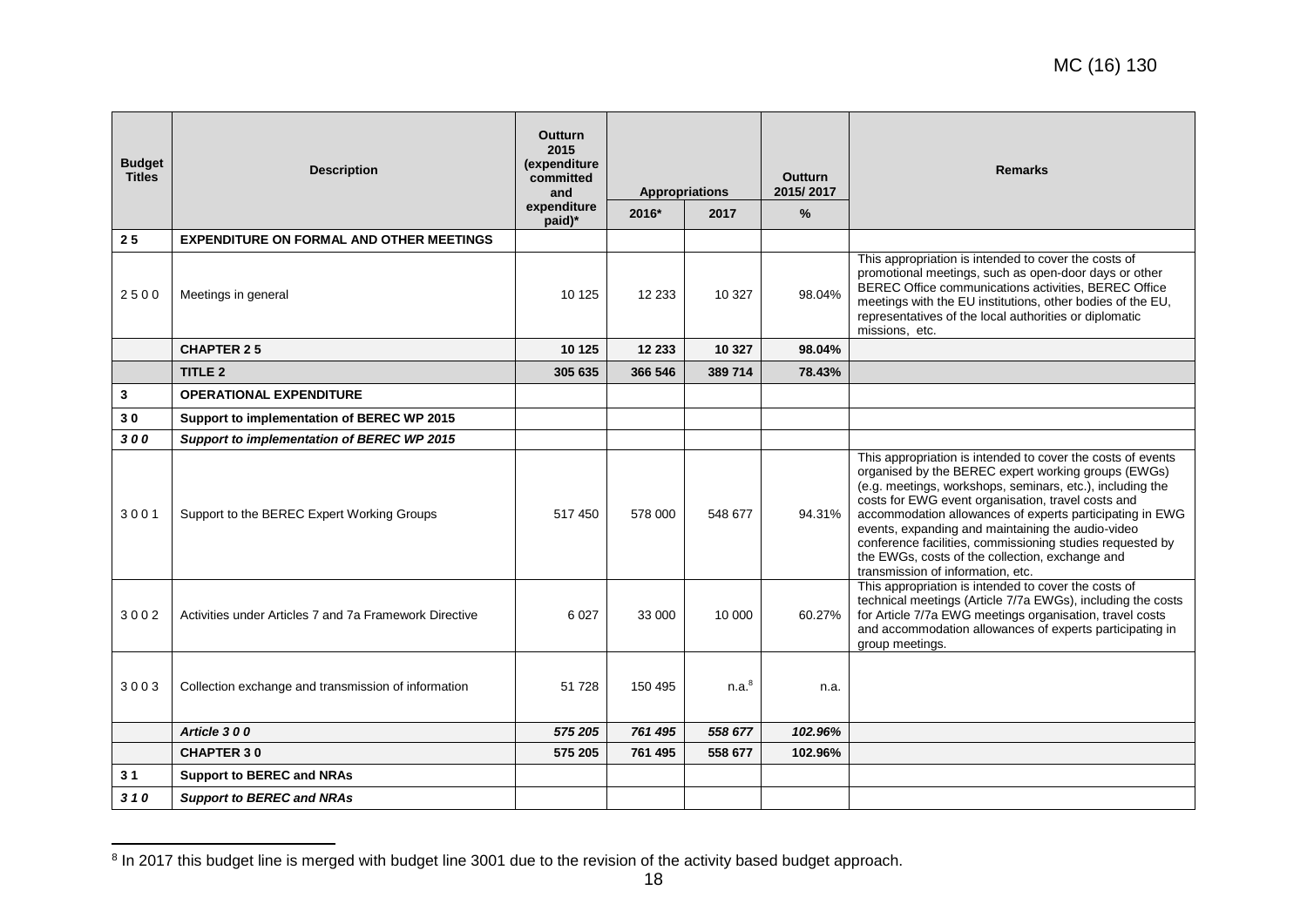| Budget Titles | Description | Outturn 2015 (expenditure committed and expenditure paid)* | Appropriations | | Outturn 2015/ 2017 | Remarks |
|---|---|---|---|---|---|---|
| | | | 2016* | 2017 | % | |
| **2 5** | **EXPENDITURE ON FORMAL AND OTHER MEETINGS** | | | | | |
| 2 5 0 0 | Meetings in general | 10 125 | 12 233 | 10 327 | 98.04% | This appropriation is intended to cover the costs of promotional meetings, such as open-door days or other BEREC Office communications activities, BEREC Office meetings with the EU institutions, other bodies of the EU, representatives of the local authorities or diplomatic missions, etc. |
| | **CHAPTER 2 5** | **10 125** | **12 233** | **10 327** | **98.04%** | |
| | **TITLE 2** | **305 635** | **366 546** | **389 714** | **78.43%** | |
| **3** | **OPERATIONAL EXPENDITURE** | | | | | |
| **3 0** | **Support to implementation of BEREC WP 2015** | | | | | |
| ***3 0 0*** | ***Support to implementation of BEREC WP 2015*** | | | | | |
| 3 0 0 1 | Support to the BEREC Expert Working Groups | 517 450 | 578 000 | 548 677 | 94.31% | This appropriation is intended to cover the costs of events organised by the BEREC expert working groups (EWGs) (e.g. meetings, workshops, seminars, etc.), including the costs for EWG event organisation, travel costs and accommodation allowances of experts participating in EWG events, expanding and maintaining the audio-video conference facilities, commissioning studies requested by the EWGs, costs of the collection, exchange and transmission of information, etc. |
| 3 0 0 2 | Activities under Articles 7 and 7a Framework Directive | 6 027 | 33 000 | 10 000 | 60.27% | This appropriation is intended to cover the costs of technical meetings (Article 7/7a EWGs), including the costs for Article 7/7a EWG meetings organisation, travel costs and accommodation allowances of experts participating in group meetings. |
| 3 0 0 3 | Collection exchange and transmission of information | 51 728 | 150 495 | n.a.[8] | n.a. | |
| | ***Article 3 0 0*** | ***575 205*** | ***761 495*** | ***558 677*** | ***102.96%*** | |
| | **CHAPTER 3 0** | **575 205** | **761 495** | **558 677** | **102.96%** | |
| **3 1** | **Support to BEREC and NRAs** | | | | | |
| ***3 1 0*** | ***Support to BEREC and NRAs*** | | | | | |

[8] In 2017 this budget line is merged with budget line 3001 due to the revision of the activity based budget approach.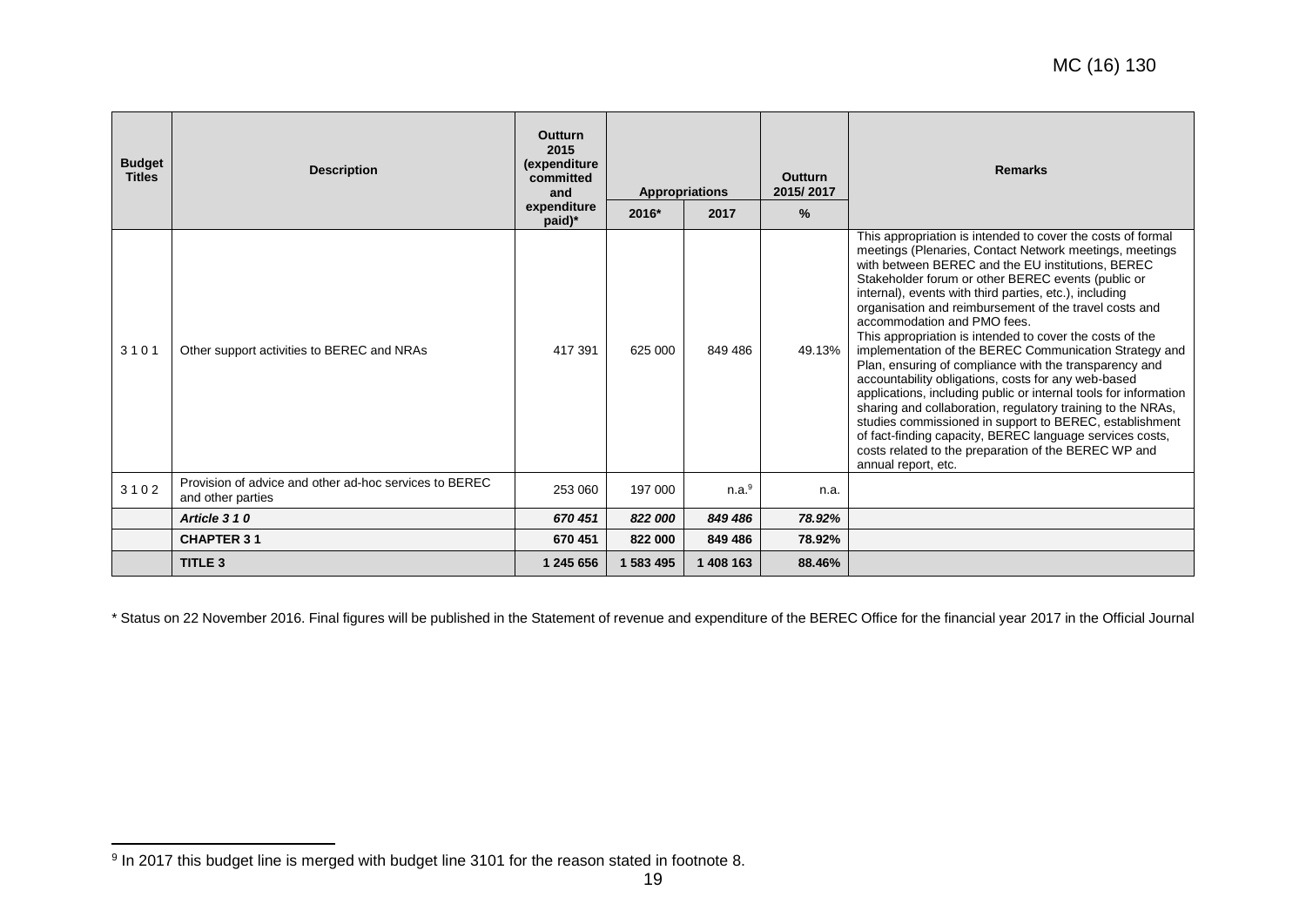| Budget Titles | Description | Outturn 2015 (expenditure committed and expenditure paid)* | Appropriations | | Outturn 2015/ 2017 | Remarks |
|---|---|---|---|---|---|---|
| | | | 2016* | 2017 | % | |
| 3 1 0 1 | Other support activities to BEREC and NRAs | 417 391 | 625 000 | 849 486 | 49.13% | This appropriation is intended to cover the costs of formal meetings (Plenaries, Contact Network meetings, meetings with between BEREC and the EU institutions, BEREC Stakeholder forum or other BEREC events (public or internal), events with third parties, etc.), including organisation and reimbursement of the travel costs and accommodation and PMO fees. This appropriation is intended to cover the costs of the implementation of the BEREC Communication Strategy and Plan, ensuring of compliance with the transparency and accountability obligations, costs for any web-based applications, including public or internal tools for information sharing and collaboration, regulatory training to the NRAs, studies commissioned in support to BEREC, establishment of fact-finding capacity, BEREC language services costs, costs related to the preparation of the BEREC WP and annual report, etc. |
| 3 1 0 2 | Provision of advice and other ad-hoc services to BEREC and other parties | 253 060 | 197 000 | n.a.[9] | n.a. | |
| | ***Article 3 1 0*** | ***670 451*** | ***822 000*** | ***849 486*** | ***78.92%*** | |
| | **CHAPTER 3 1** | **670 451** | **822 000** | **849 486** | **78.92%** | |
| | **TITLE 3** | **1 245 656** | **1 583 495** | **1 408 163** | **88.46%** | |

\* Status on 22 November 2016. Final figures will be published in the Statement of revenue and expenditure of the BEREC Office for the financial year 2017 in the Official Journal

[9] In 2017 this budget line is merged with budget line 3101 for the reason stated in footnote 8.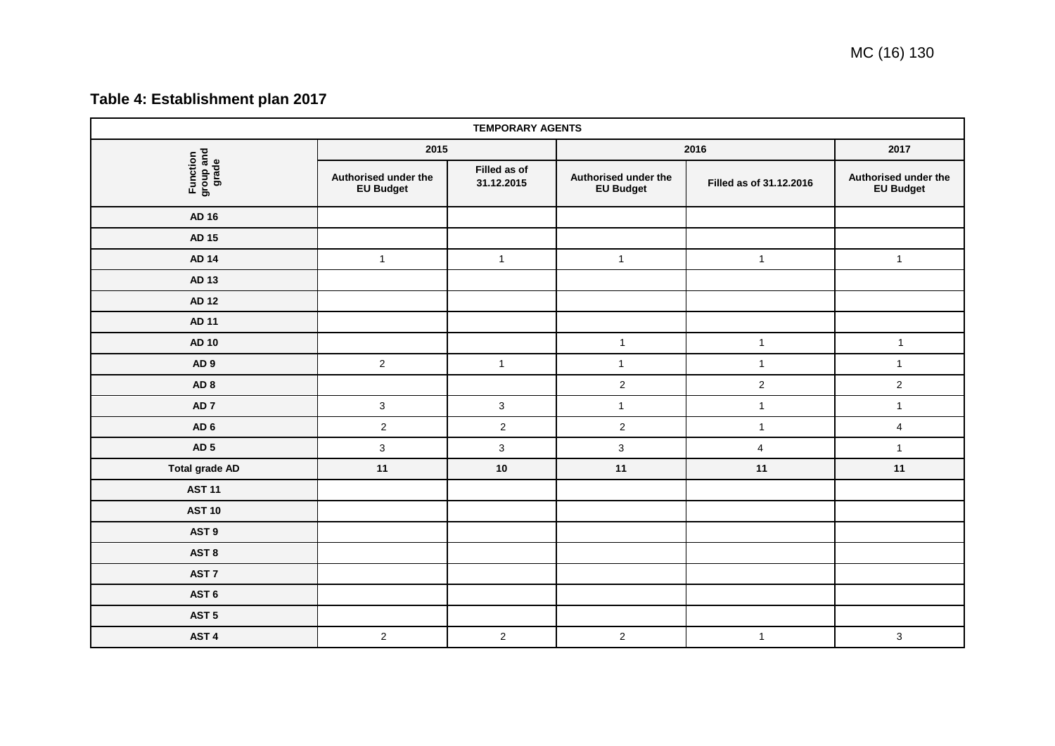MC (16) 130

## Table 4: Establishment plan 2017

| TEMPORARY AGENTS | | | | | |
|---|---|---|---|---|---|
| Function group and grade | 2015 | | 2016 | | 2017 |
| | Authorised under the EU Budget | Filled as of 31.12.2015 | Authorised under the EU Budget | Filled as of 31.12.2016 | Authorised under the EU Budget |
| **AD 16** | | | | | |
| **AD 15** | | | | | |
| **AD 14** | 1 | 1 | 1 | 1 | 1 |
| **AD 13** | | | | | |
| **AD 12** | | | | | |
| **AD 11** | | | | | |
| **AD 10** | | | 1 | 1 | 1 |
| **AD 9** | 2 | 1 | 1 | 1 | 1 |
| **AD 8** | | | 2 | 2 | 2 |
| **AD 7** | 3 | 3 | 1 | 1 | 1 |
| **AD 6** | 2 | 2 | 2 | 1 | 4 |
| **AD 5** | 3 | 3 | 3 | 4 | 1 |
| **Total grade AD** | **11** | **10** | **11** | **11** | **11** |
| **AST 11** | | | | | |
| **AST 10** | | | | | |
| **AST 9** | | | | | |
| **AST 8** | | | | | |
| **AST 7** | | | | | |
| **AST 6** | | | | | |
| **AST 5** | | | | | |
| **AST 4** | 2 | 2 | 2 | 1 | 3 |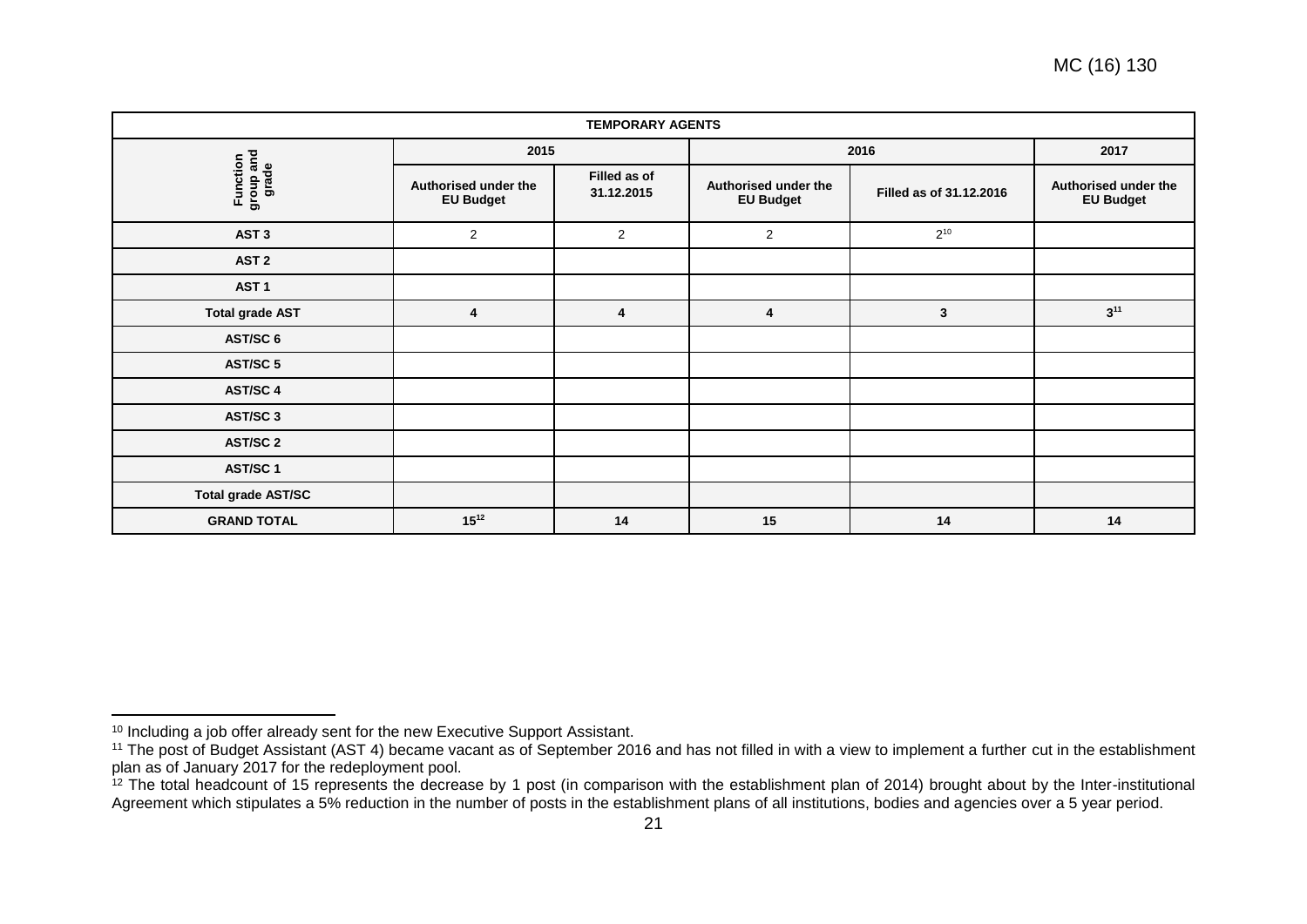| TEMPORARY AGENTS | | | | | |
|---|---|---|---|---|---|
| Function group and grade | 2015 | | 2016 | | 2017 |
| | Authorised under the EU Budget | Filled as of 31.12.2015 | Authorised under the EU Budget | Filled as of 31.12.2016 | Authorised under the EU Budget |
| **AST 3** | 2 | 2 | 2 | 2[10] | |
| **AST 2** | | | | | |
| **AST 1** | | | | | |
| **Total grade AST** | **4** | **4** | **4** | **3** | **3[11]** |
| **AST/SC 6** | | | | | |
| **AST/SC 5** | | | | | |
| **AST/SC 4** | | | | | |
| **AST/SC 3** | | | | | |
| **AST/SC 2** | | | | | |
| **AST/SC 1** | | | | | |
| **Total grade AST/SC** | | | | | |
| **GRAND TOTAL** | **15[12]** | **14** | **15** | **14** | **14** |

[10] Including a job offer already sent for the new Executive Support Assistant.

[11] The post of Budget Assistant (AST 4) became vacant as of September 2016 and has not filled in with a view to implement a further cut in the establishment plan as of January 2017 for the redeployment pool.

[12] The total headcount of 15 represents the decrease by 1 post (in comparison with the establishment plan of 2014) brought about by the Inter-institutional Agreement which stipulates a 5% reduction in the number of posts in the establishment plans of all institutions, bodies and agencies over a 5 year period.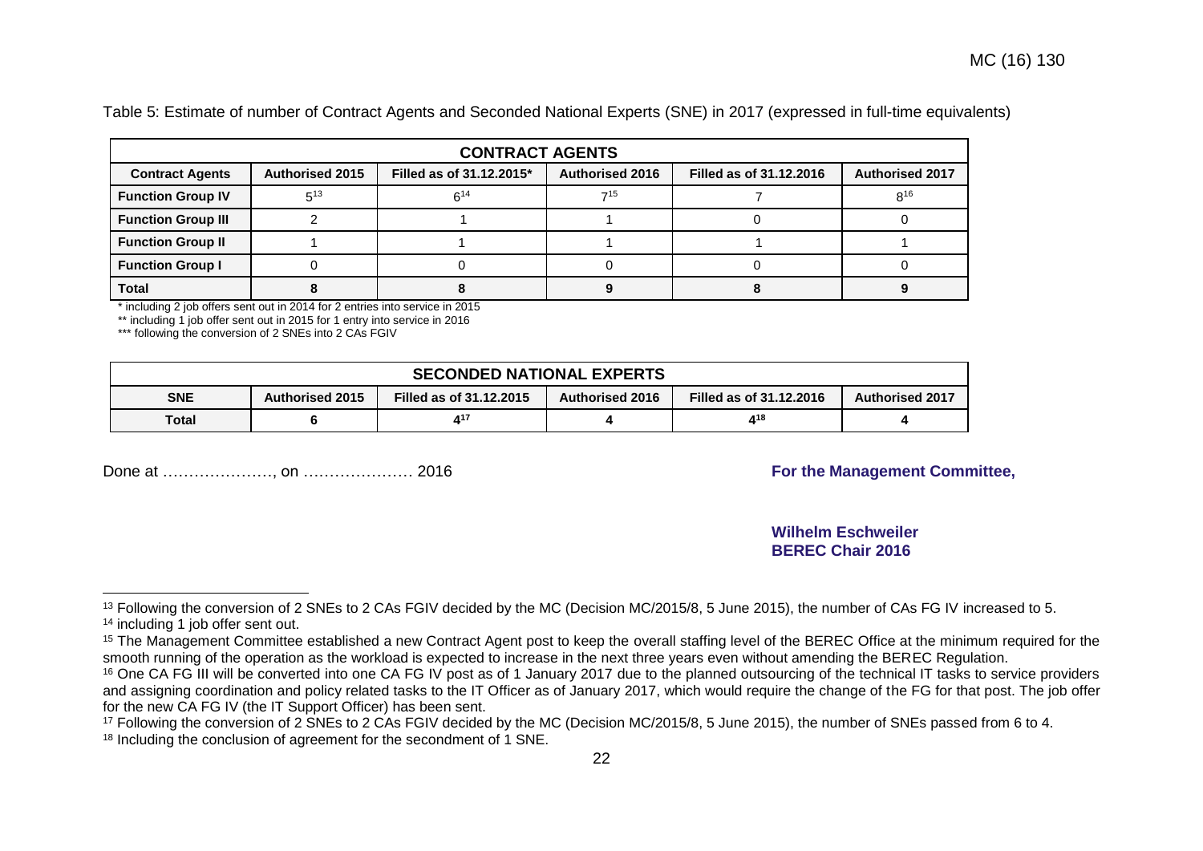Table 5: Estimate of number of Contract Agents and Seconded National Experts (SNE) in 2017 (expressed in full-time equivalents)

| CONTRACT AGENTS | | | | | |
|---|---|---|---|---|---|
| **Contract Agents** | **Authorised 2015** | **Filled as of 31.12.2015*** | **Authorised 2016** | **Filled as of 31.12.2016** | **Authorised 2017** |
| **Function Group IV** | 5[13] | 6[14] | 7[15] | 7 | 8[16] |
| **Function Group III** | 2 | 1 | 1 | 0 | 0 |
| **Function Group II** | 1 | 1 | 1 | 1 | 1 |
| **Function Group I** | 0 | 0 | 0 | 0 | 0 |
| **Total** | **8** | **8** | **9** | **8** | **9** |

\* including 2 job offers sent out in 2014 for 2 entries into service in 2015

\** including 1 job offer sent out in 2015 for 1 entry into service in 2016

\*** following the conversion of 2 SNEs into 2 CAs FGIV

| SECONDED NATIONAL EXPERTS | | | | | |
|---|---|---|---|---|---|
| **SNE** | **Authorised 2015** | **Filled as of 31.12.2015** | **Authorised 2016** | **Filled as of 31.12.2016** | **Authorised 2017** |
| **Total** | **6** | **4[17]** | **4** | **4[18]** | **4** |

Done at …………………, on ………………… 2016

**For the Management Committee,**

**Wilhelm Eschweiler**
**BEREC Chair 2016**

[13] Following the conversion of 2 SNEs to 2 CAs FGIV decided by the MC (Decision MC/2015/8, 5 June 2015), the number of CAs FG IV increased to 5.

[14] including 1 job offer sent out.

[15] The Management Committee established a new Contract Agent post to keep the overall staffing level of the BEREC Office at the minimum required for the smooth running of the operation as the workload is expected to increase in the next three years even without amending the BEREC Regulation.

[16] One CA FG III will be converted into one CA FG IV post as of 1 January 2017 due to the planned outsourcing of the technical IT tasks to service providers and assigning coordination and policy related tasks to the IT Officer as of January 2017, which would require the change of the FG for that post. The job offer for the new CA FG IV (the IT Support Officer) has been sent.

[17] Following the conversion of 2 SNEs to 2 CAs FGIV decided by the MC (Decision MC/2015/8, 5 June 2015), the number of SNEs passed from 6 to 4.

[18] Including the conclusion of agreement for the secondment of 1 SNE.